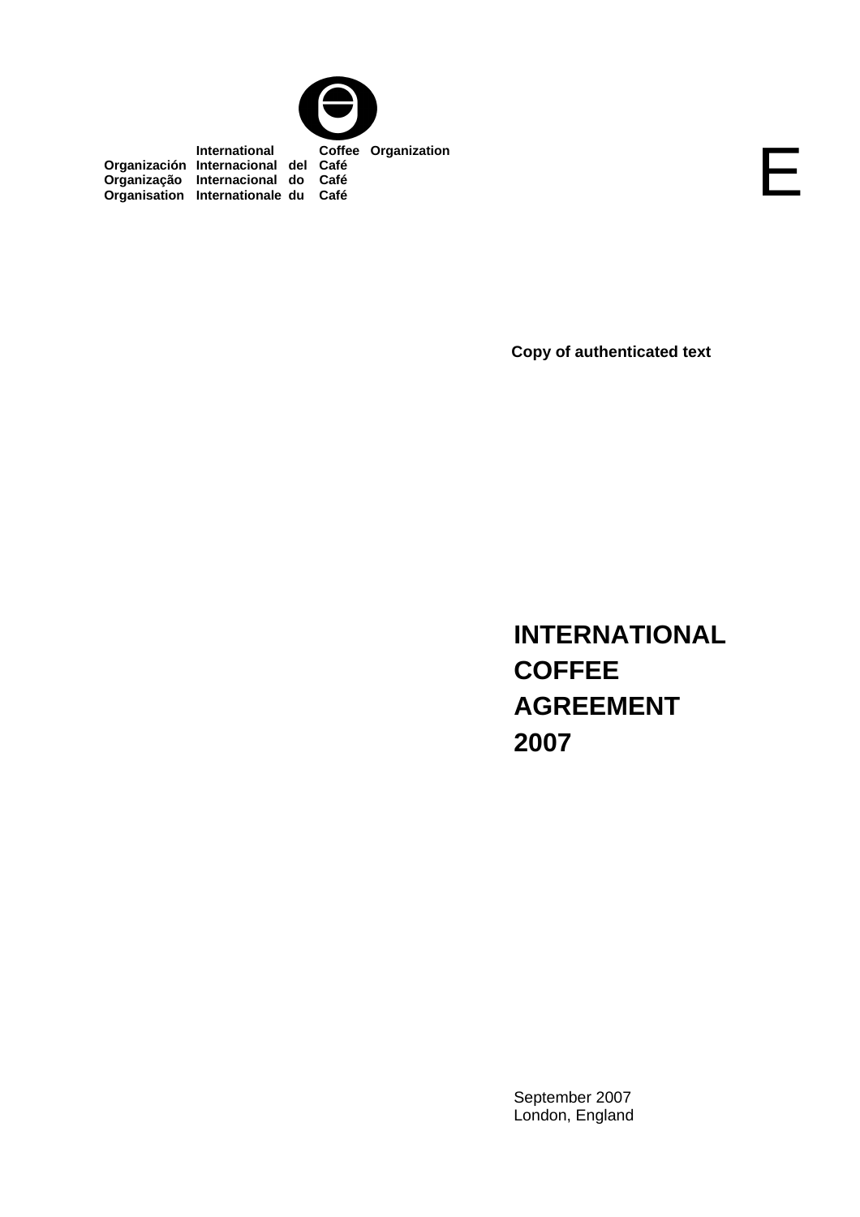International Coffee Organization
Organización Internacional del Café
Organização Internacional do Café
Organisation Internationale du Café

E

**Copy of authenticated text**

# INTERNATIONAL COFFEE AGREEMENT 2007

September 2007
London, England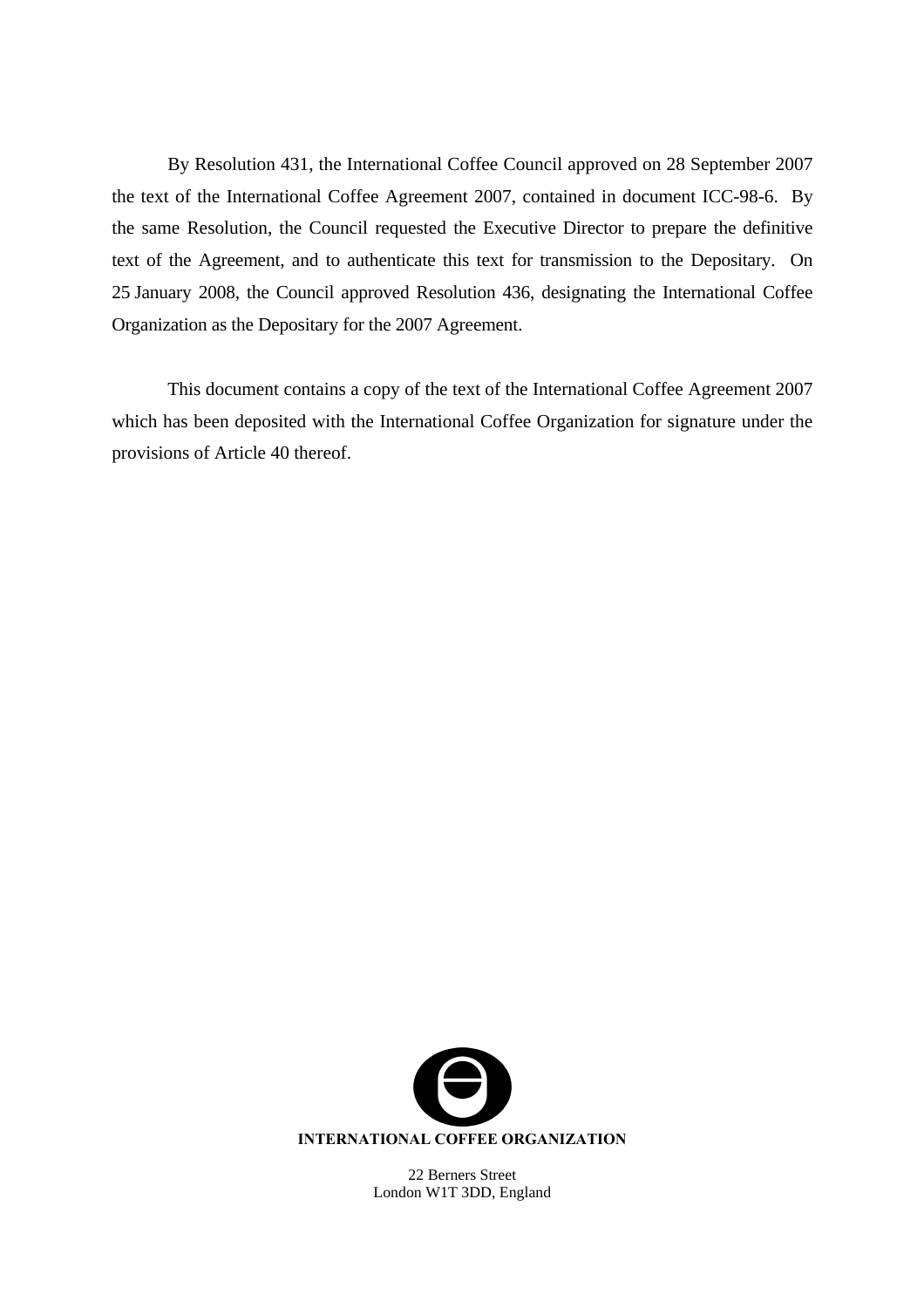By Resolution 431, the International Coffee Council approved on 28 September 2007 the text of the International Coffee Agreement 2007, contained in document ICC-98-6. By the same Resolution, the Council requested the Executive Director to prepare the definitive text of the Agreement, and to authenticate this text for transmission to the Depositary. On 25 January 2008, the Council approved Resolution 436, designating the International Coffee Organization as the Depositary for the 2007 Agreement.

This document contains a copy of the text of the International Coffee Agreement 2007 which has been deposited with the International Coffee Organization for signature under the provisions of Article 40 thereof.

**INTERNATIONAL COFFEE ORGANIZATION**

22 Berners Street
London W1T 3DD, England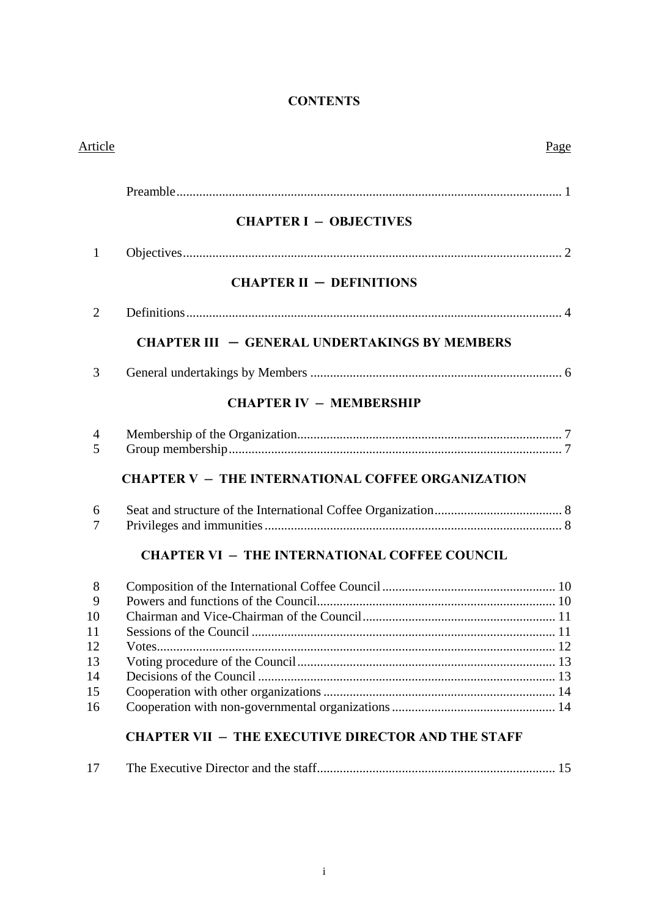# CONTENTS

| Article | | Page |
|---|---|---|
| | Preamble | 1 |
| | **CHAPTER I – OBJECTIVES** | |
| 1 | Objectives | 2 |
| | **CHAPTER II – DEFINITIONS** | |
| 2 | Definitions | 4 |
| | **CHAPTER III – GENERAL UNDERTAKINGS BY MEMBERS** | |
| 3 | General undertakings by Members | 6 |
| | **CHAPTER IV – MEMBERSHIP** | |
| 4 | Membership of the Organization | 7 |
| 5 | Group membership | 7 |
| | **CHAPTER V – THE INTERNATIONAL COFFEE ORGANIZATION** | |
| 6 | Seat and structure of the International Coffee Organization | 8 |
| 7 | Privileges and immunities | 8 |
| | **CHAPTER VI – THE INTERNATIONAL COFFEE COUNCIL** | |
| 8 | Composition of the International Coffee Council | 10 |
| 9 | Powers and functions of the Council | 10 |
| 10 | Chairman and Vice-Chairman of the Council | 11 |
| 11 | Sessions of the Council | 11 |
| 12 | Votes | 12 |
| 13 | Voting procedure of the Council | 13 |
| 14 | Decisions of the Council | 13 |
| 15 | Cooperation with other organizations | 14 |
| 16 | Cooperation with non-governmental organizations | 14 |
| | **CHAPTER VII – THE EXECUTIVE DIRECTOR AND THE STAFF** | |
| 17 | The Executive Director and the staff | 15 |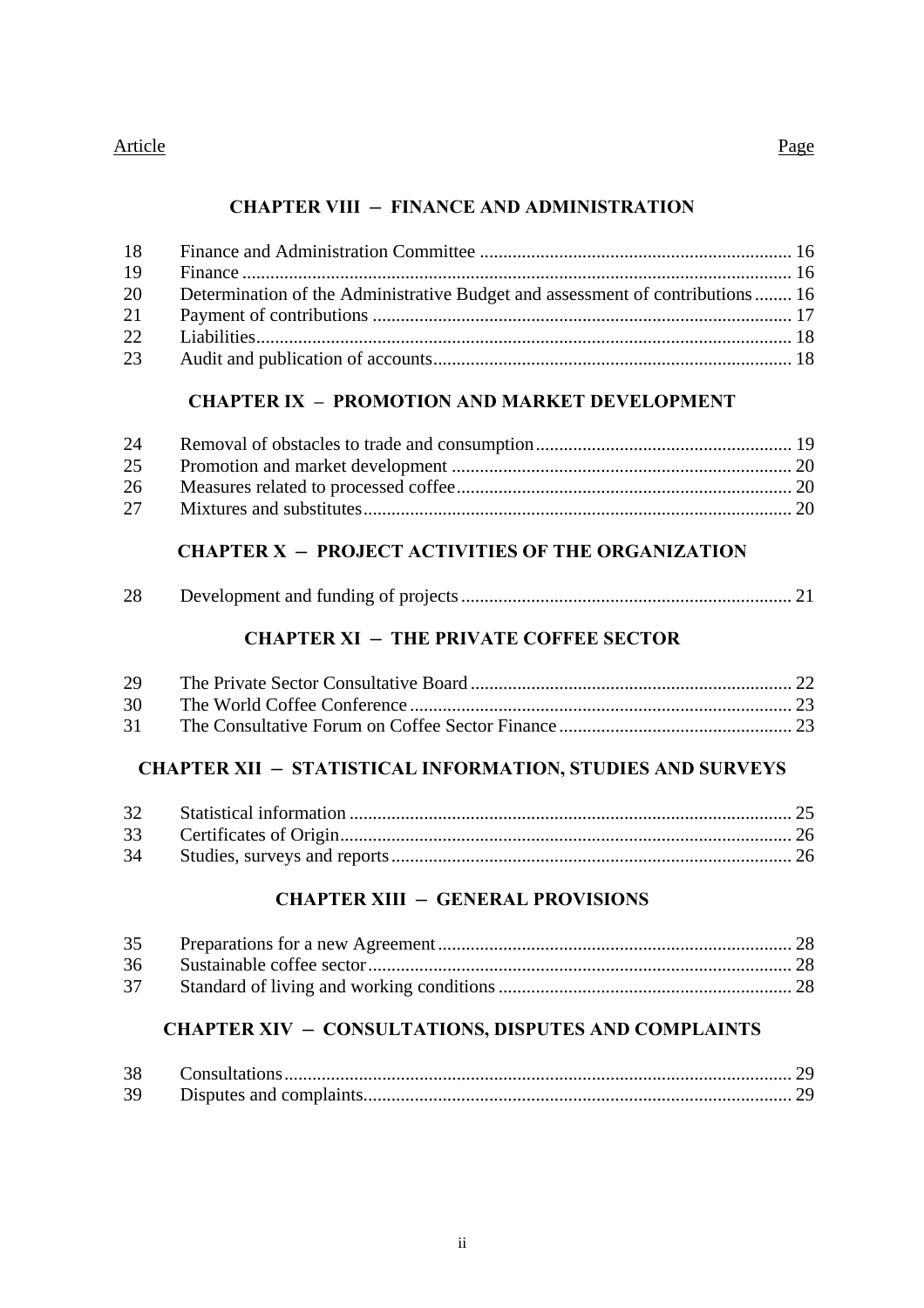| Article | | Page |
|---|---|---|

## CHAPTER VIII – FINANCE AND ADMINISTRATION

| | | |
|---|---|---|
| 18 | Finance and Administration Committee | 16 |
| 19 | Finance | 16 |
| 20 | Determination of the Administrative Budget and assessment of contributions | 16 |
| 21 | Payment of contributions | 17 |
| 22 | Liabilities | 18 |
| 23 | Audit and publication of accounts | 18 |

## CHAPTER IX – PROMOTION AND MARKET DEVELOPMENT

| | | |
|---|---|---|
| 24 | Removal of obstacles to trade and consumption | 19 |
| 25 | Promotion and market development | 20 |
| 26 | Measures related to processed coffee | 20 |
| 27 | Mixtures and substitutes | 20 |

## CHAPTER X – PROJECT ACTIVITIES OF THE ORGANIZATION

| | | |
|---|---|---|
| 28 | Development and funding of projects | 21 |

## CHAPTER XI – THE PRIVATE COFFEE SECTOR

| | | |
|---|---|---|
| 29 | The Private Sector Consultative Board | 22 |
| 30 | The World Coffee Conference | 23 |
| 31 | The Consultative Forum on Coffee Sector Finance | 23 |

## CHAPTER XII – STATISTICAL INFORMATION, STUDIES AND SURVEYS

| | | |
|---|---|---|
| 32 | Statistical information | 25 |
| 33 | Certificates of Origin | 26 |
| 34 | Studies, surveys and reports | 26 |

## CHAPTER XIII – GENERAL PROVISIONS

| | | |
|---|---|---|
| 35 | Preparations for a new Agreement | 28 |
| 36 | Sustainable coffee sector | 28 |
| 37 | Standard of living and working conditions | 28 |

## CHAPTER XIV – CONSULTATIONS, DISPUTES AND COMPLAINTS

| | | |
|---|---|---|
| 38 | Consultations | 29 |
| 39 | Disputes and complaints | 29 |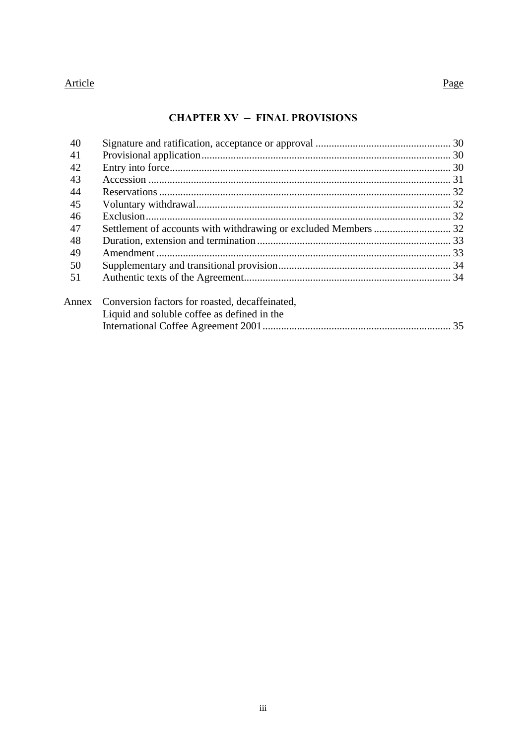| Article | | Page |
|---|---|---|

## CHAPTER XV – FINAL PROVISIONS

| | | |
|---|---|---|
| 40 | Signature and ratification, acceptance or approval | 30 |
| 41 | Provisional application | 30 |
| 42 | Entry into force | 30 |
| 43 | Accession | 31 |
| 44 | Reservations | 32 |
| 45 | Voluntary withdrawal | 32 |
| 46 | Exclusion | 32 |
| 47 | Settlement of accounts with withdrawing or excluded Members | 32 |
| 48 | Duration, extension and termination | 33 |
| 49 | Amendment | 33 |
| 50 | Supplementary and transitional provision | 34 |
| 51 | Authentic texts of the Agreement | 34 |
| Annex | Conversion factors for roasted, decaffeinated, Liquid and soluble coffee as defined in the International Coffee Agreement 2001 | 35 |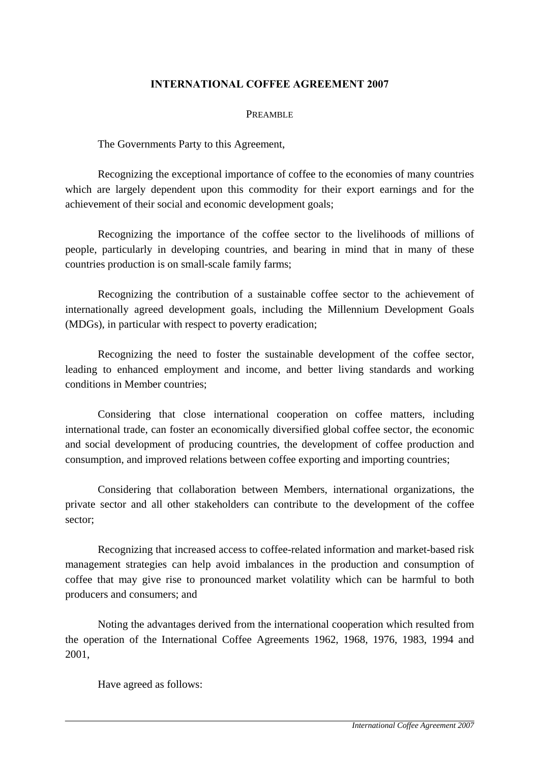# INTERNATIONAL COFFEE AGREEMENT 2007

## PREAMBLE

The Governments Party to this Agreement,

Recognizing the exceptional importance of coffee to the economies of many countries which are largely dependent upon this commodity for their export earnings and for the achievement of their social and economic development goals;

Recognizing the importance of the coffee sector to the livelihoods of millions of people, particularly in developing countries, and bearing in mind that in many of these countries production is on small-scale family farms;

Recognizing the contribution of a sustainable coffee sector to the achievement of internationally agreed development goals, including the Millennium Development Goals (MDGs), in particular with respect to poverty eradication;

Recognizing the need to foster the sustainable development of the coffee sector, leading to enhanced employment and income, and better living standards and working conditions in Member countries;

Considering that close international cooperation on coffee matters, including international trade, can foster an economically diversified global coffee sector, the economic and social development of producing countries, the development of coffee production and consumption, and improved relations between coffee exporting and importing countries;

Considering that collaboration between Members, international organizations, the private sector and all other stakeholders can contribute to the development of the coffee sector;

Recognizing that increased access to coffee-related information and market-based risk management strategies can help avoid imbalances in the production and consumption of coffee that may give rise to pronounced market volatility which can be harmful to both producers and consumers; and

Noting the advantages derived from the international cooperation which resulted from the operation of the International Coffee Agreements 1962, 1968, 1976, 1983, 1994 and 2001,

Have agreed as follows: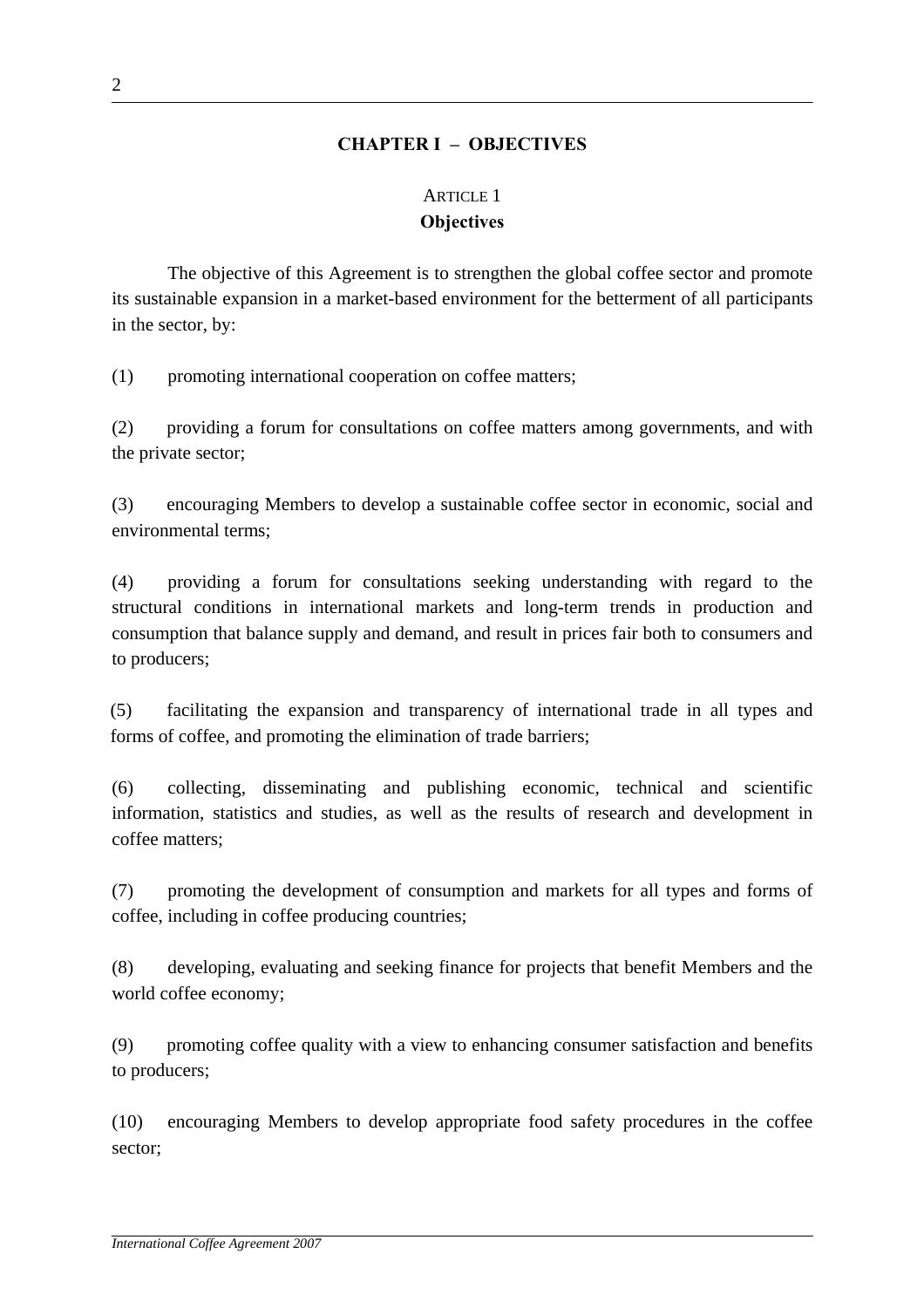## CHAPTER I – OBJECTIVES

### ARTICLE 1
### Objectives

The objective of this Agreement is to strengthen the global coffee sector and promote its sustainable expansion in a market-based environment for the betterment of all participants in the sector, by:

(1) promoting international cooperation on coffee matters;

(2) providing a forum for consultations on coffee matters among governments, and with the private sector;

(3) encouraging Members to develop a sustainable coffee sector in economic, social and environmental terms;

(4) providing a forum for consultations seeking understanding with regard to the structural conditions in international markets and long-term trends in production and consumption that balance supply and demand, and result in prices fair both to consumers and to producers;

(5) facilitating the expansion and transparency of international trade in all types and forms of coffee, and promoting the elimination of trade barriers;

(6) collecting, disseminating and publishing economic, technical and scientific information, statistics and studies, as well as the results of research and development in coffee matters;

(7) promoting the development of consumption and markets for all types and forms of coffee, including in coffee producing countries;

(8) developing, evaluating and seeking finance for projects that benefit Members and the world coffee economy;

(9) promoting coffee quality with a view to enhancing consumer satisfaction and benefits to producers;

(10) encouraging Members to develop appropriate food safety procedures in the coffee sector;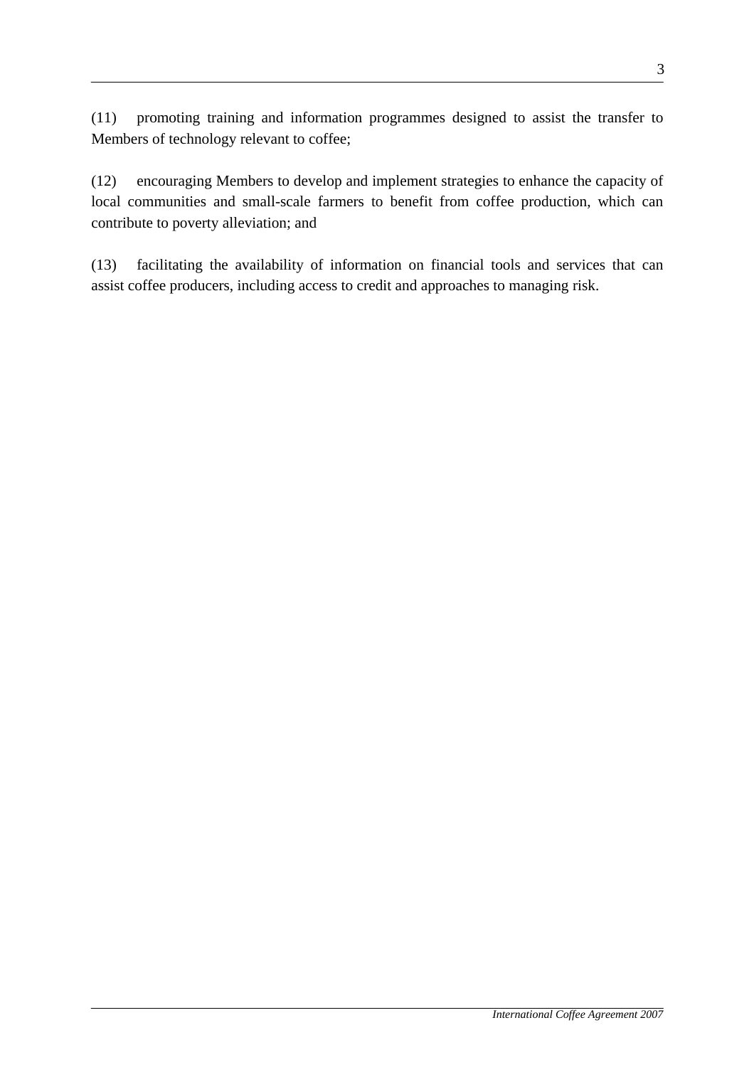(11) promoting training and information programmes designed to assist the transfer to Members of technology relevant to coffee;

(12) encouraging Members to develop and implement strategies to enhance the capacity of local communities and small-scale farmers to benefit from coffee production, which can contribute to poverty alleviation; and

(13) facilitating the availability of information on financial tools and services that can assist coffee producers, including access to credit and approaches to managing risk.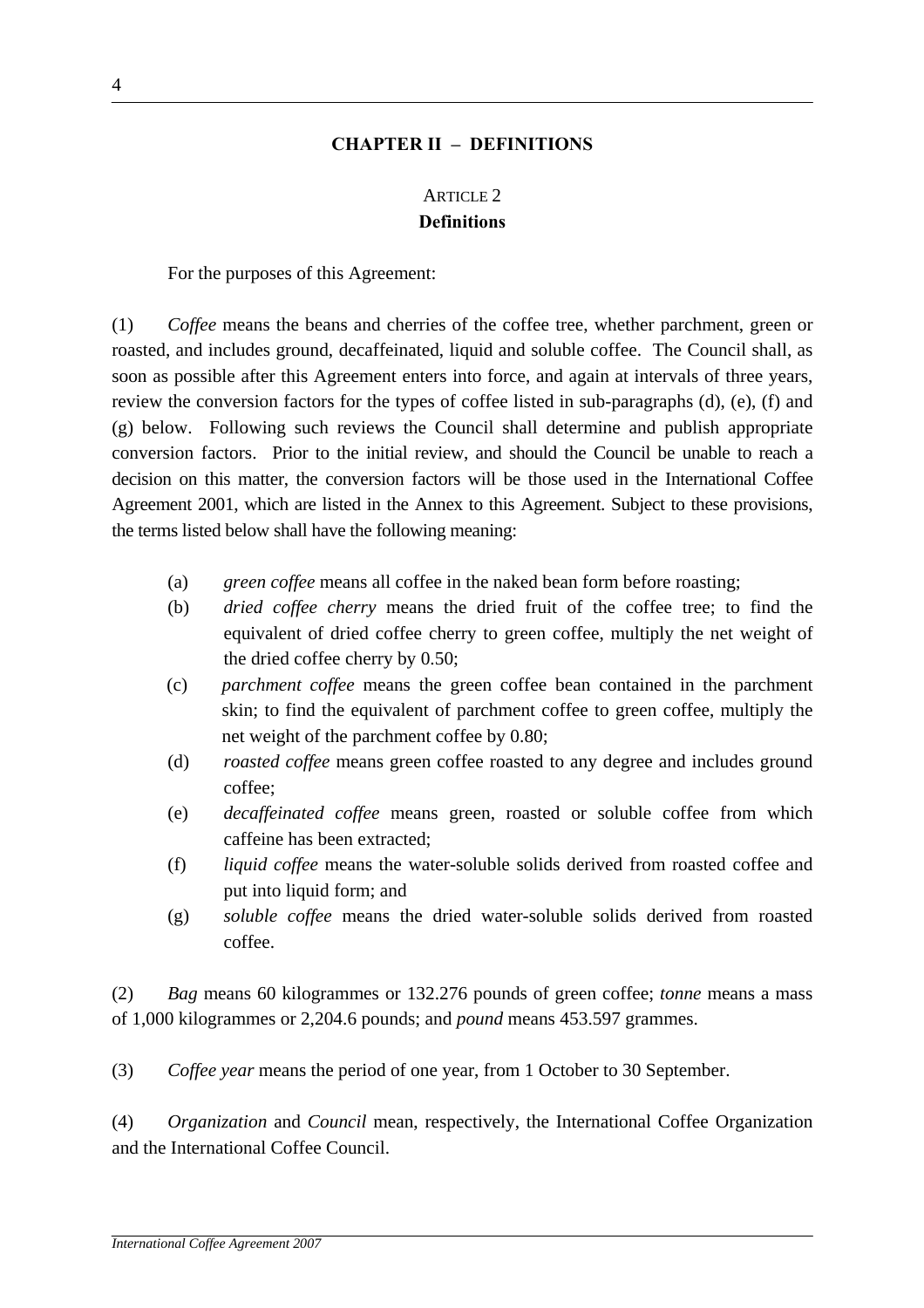## CHAPTER II – DEFINITIONS

### ARTICLE 2
### Definitions

For the purposes of this Agreement:

(1) *Coffee* means the beans and cherries of the coffee tree, whether parchment, green or roasted, and includes ground, decaffeinated, liquid and soluble coffee. The Council shall, as soon as possible after this Agreement enters into force, and again at intervals of three years, review the conversion factors for the types of coffee listed in sub-paragraphs (d), (e), (f) and (g) below. Following such reviews the Council shall determine and publish appropriate conversion factors. Prior to the initial review, and should the Council be unable to reach a decision on this matter, the conversion factors will be those used in the International Coffee Agreement 2001, which are listed in the Annex to this Agreement. Subject to these provisions, the terms listed below shall have the following meaning:

- (a) *green coffee* means all coffee in the naked bean form before roasting;
- (b) *dried coffee cherry* means the dried fruit of the coffee tree; to find the equivalent of dried coffee cherry to green coffee, multiply the net weight of the dried coffee cherry by 0.50;
- (c) *parchment coffee* means the green coffee bean contained in the parchment skin; to find the equivalent of parchment coffee to green coffee, multiply the net weight of the parchment coffee by 0.80;
- (d) *roasted coffee* means green coffee roasted to any degree and includes ground coffee;
- (e) *decaffeinated coffee* means green, roasted or soluble coffee from which caffeine has been extracted;
- (f) *liquid coffee* means the water-soluble solids derived from roasted coffee and put into liquid form; and
- (g) *soluble coffee* means the dried water-soluble solids derived from roasted coffee.

(2) *Bag* means 60 kilogrammes or 132.276 pounds of green coffee; *tonne* means a mass of 1,000 kilogrammes or 2,204.6 pounds; and *pound* means 453.597 grammes.

(3) *Coffee year* means the period of one year, from 1 October to 30 September.

(4) *Organization* and *Council* mean, respectively, the International Coffee Organization and the International Coffee Council.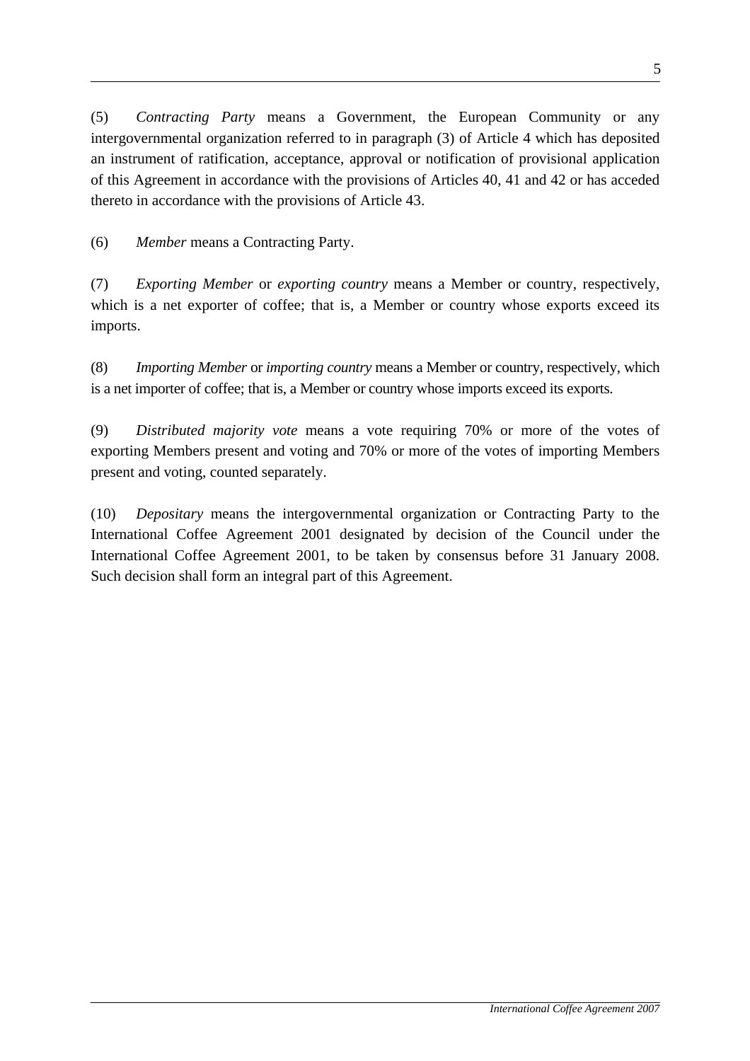(5) *Contracting Party* means a Government, the European Community or any intergovernmental organization referred to in paragraph (3) of Article 4 which has deposited an instrument of ratification, acceptance, approval or notification of provisional application of this Agreement in accordance with the provisions of Articles 40, 41 and 42 or has acceded thereto in accordance with the provisions of Article 43.

(6) *Member* means a Contracting Party.

(7) *Exporting Member* or *exporting country* means a Member or country, respectively, which is a net exporter of coffee; that is, a Member or country whose exports exceed its imports.

(8) *Importing Member* or *importing country* means a Member or country, respectively, which is a net importer of coffee; that is, a Member or country whose imports exceed its exports.

(9) *Distributed majority vote* means a vote requiring 70% or more of the votes of exporting Members present and voting and 70% or more of the votes of importing Members present and voting, counted separately.

(10) *Depositary* means the intergovernmental organization or Contracting Party to the International Coffee Agreement 2001 designated by decision of the Council under the International Coffee Agreement 2001, to be taken by consensus before 31 January 2008. Such decision shall form an integral part of this Agreement.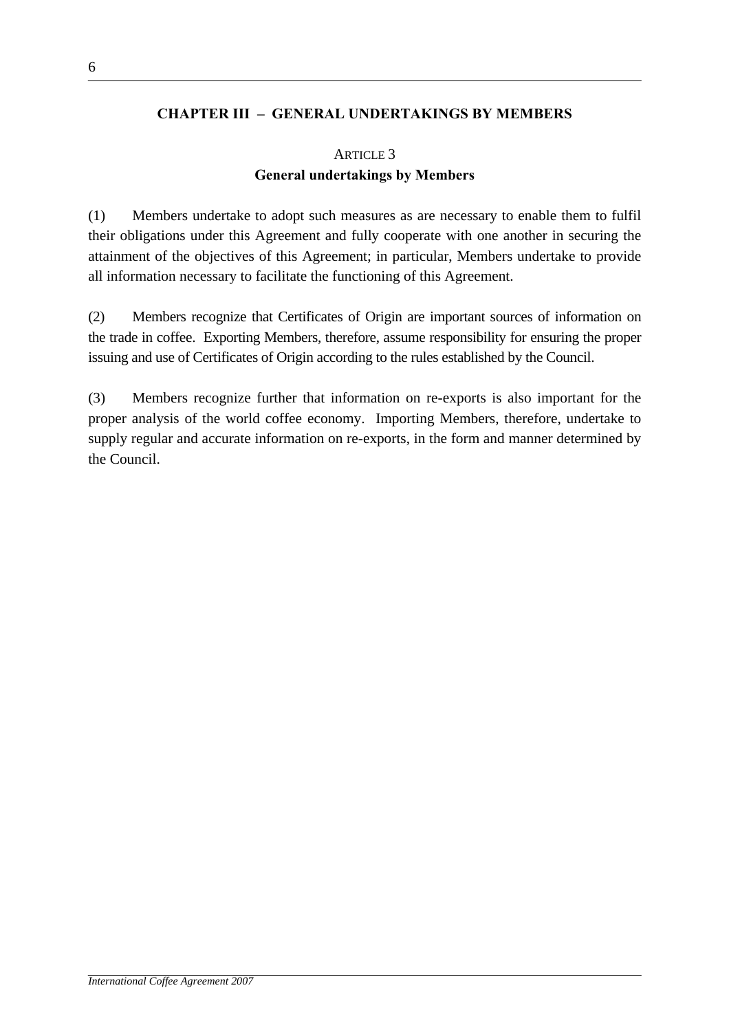## CHAPTER III – GENERAL UNDERTAKINGS BY MEMBERS

### ARTICLE 3
### General undertakings by Members

(1) Members undertake to adopt such measures as are necessary to enable them to fulfil their obligations under this Agreement and fully cooperate with one another in securing the attainment of the objectives of this Agreement; in particular, Members undertake to provide all information necessary to facilitate the functioning of this Agreement.

(2) Members recognize that Certificates of Origin are important sources of information on the trade in coffee. Exporting Members, therefore, assume responsibility for ensuring the proper issuing and use of Certificates of Origin according to the rules established by the Council.

(3) Members recognize further that information on re-exports is also important for the proper analysis of the world coffee economy. Importing Members, therefore, undertake to supply regular and accurate information on re-exports, in the form and manner determined by the Council.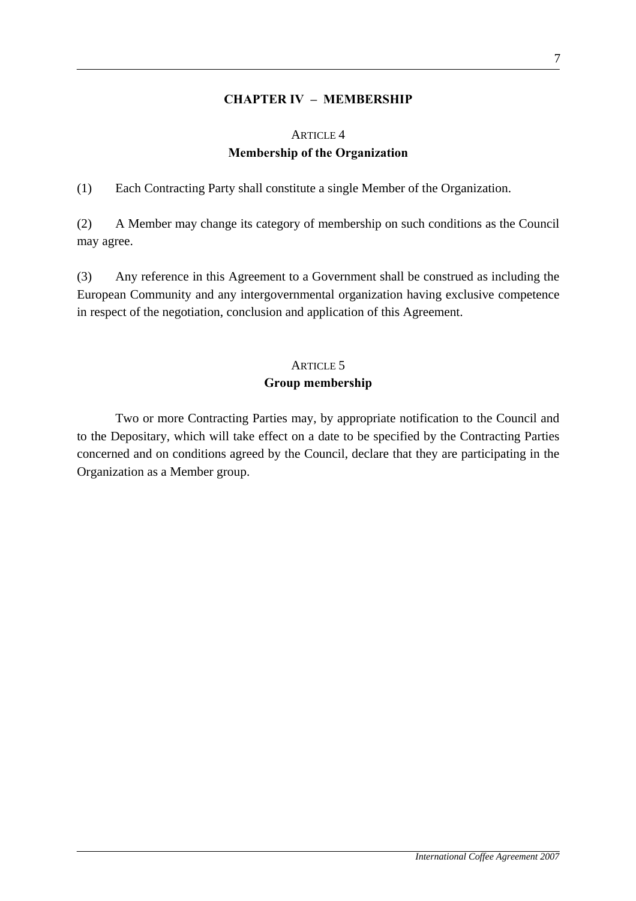## CHAPTER IV – MEMBERSHIP

### ARTICLE 4
### Membership of the Organization

(1) Each Contracting Party shall constitute a single Member of the Organization.

(2) A Member may change its category of membership on such conditions as the Council may agree.

(3) Any reference in this Agreement to a Government shall be construed as including the European Community and any intergovernmental organization having exclusive competence in respect of the negotiation, conclusion and application of this Agreement.

### ARTICLE 5
### Group membership

Two or more Contracting Parties may, by appropriate notification to the Council and to the Depositary, which will take effect on a date to be specified by the Contracting Parties concerned and on conditions agreed by the Council, declare that they are participating in the Organization as a Member group.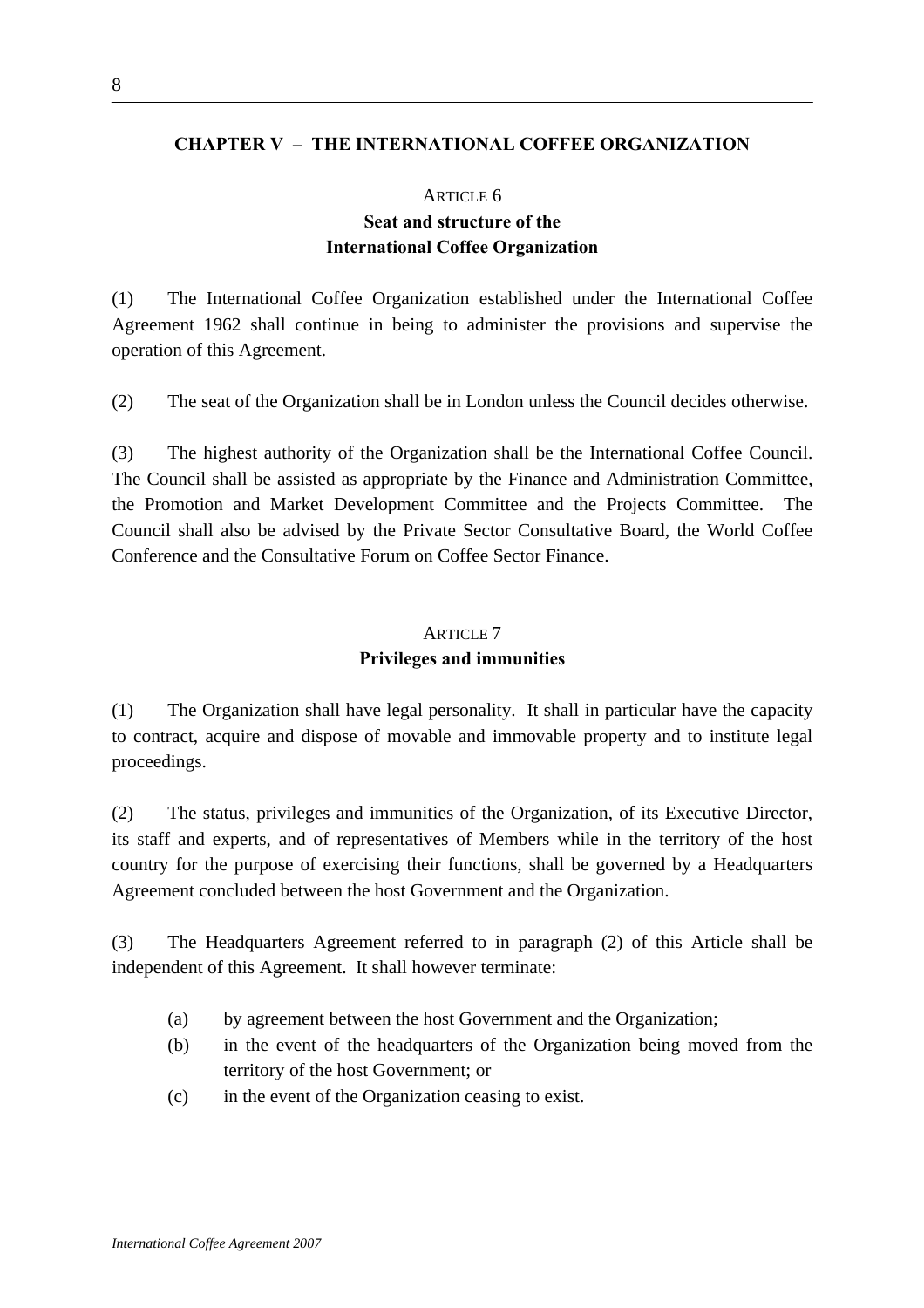## CHAPTER V – THE INTERNATIONAL COFFEE ORGANIZATION

### ARTICLE 6
### Seat and structure of the International Coffee Organization

(1) The International Coffee Organization established under the International Coffee Agreement 1962 shall continue in being to administer the provisions and supervise the operation of this Agreement.

(2) The seat of the Organization shall be in London unless the Council decides otherwise.

(3) The highest authority of the Organization shall be the International Coffee Council. The Council shall be assisted as appropriate by the Finance and Administration Committee, the Promotion and Market Development Committee and the Projects Committee. The Council shall also be advised by the Private Sector Consultative Board, the World Coffee Conference and the Consultative Forum on Coffee Sector Finance.

### ARTICLE 7
### Privileges and immunities

(1) The Organization shall have legal personality. It shall in particular have the capacity to contract, acquire and dispose of movable and immovable property and to institute legal proceedings.

(2) The status, privileges and immunities of the Organization, of its Executive Director, its staff and experts, and of representatives of Members while in the territory of the host country for the purpose of exercising their functions, shall be governed by a Headquarters Agreement concluded between the host Government and the Organization.

(3) The Headquarters Agreement referred to in paragraph (2) of this Article shall be independent of this Agreement. It shall however terminate:

- (a) by agreement between the host Government and the Organization;
- (b) in the event of the headquarters of the Organization being moved from the territory of the host Government; or
- (c) in the event of the Organization ceasing to exist.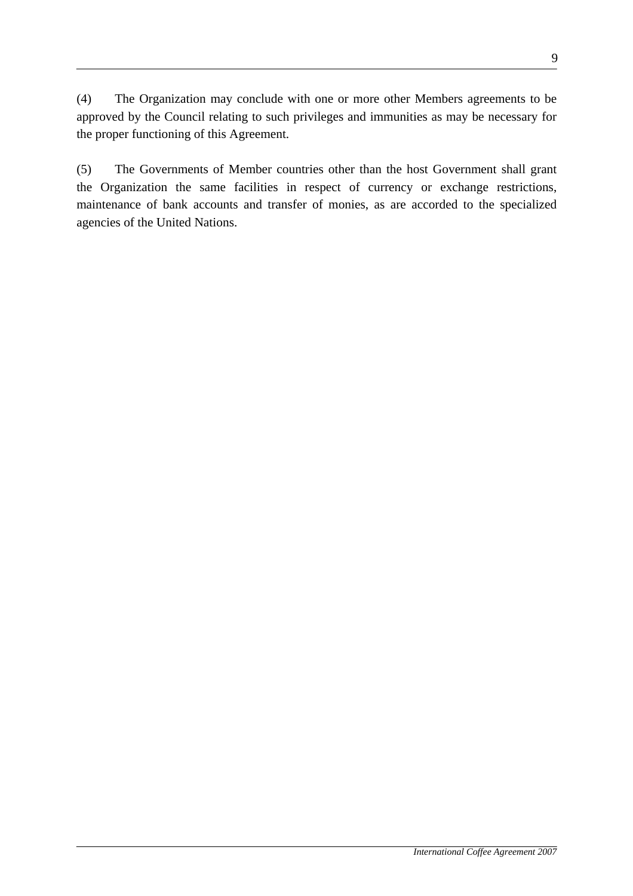(4) The Organization may conclude with one or more other Members agreements to be approved by the Council relating to such privileges and immunities as may be necessary for the proper functioning of this Agreement.

(5) The Governments of Member countries other than the host Government shall grant the Organization the same facilities in respect of currency or exchange restrictions, maintenance of bank accounts and transfer of monies, as are accorded to the specialized agencies of the United Nations.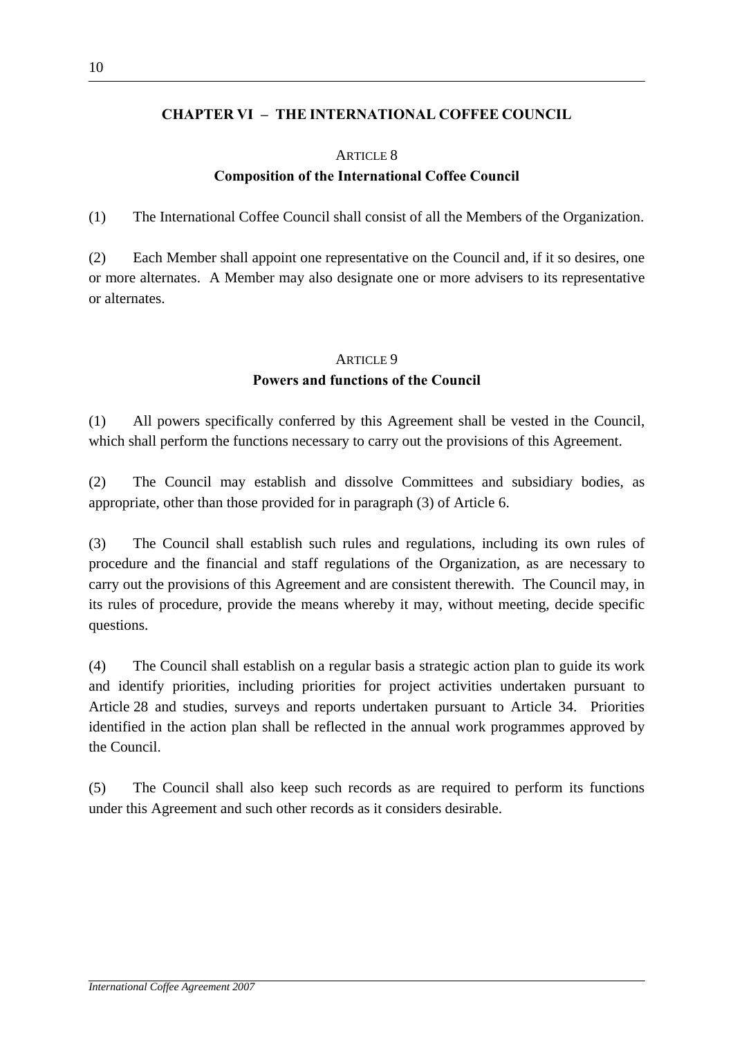## CHAPTER VI – THE INTERNATIONAL COFFEE COUNCIL

### ARTICLE 8
### Composition of the International Coffee Council

(1) The International Coffee Council shall consist of all the Members of the Organization.

(2) Each Member shall appoint one representative on the Council and, if it so desires, one or more alternates. A Member may also designate one or more advisers to its representative or alternates.

### ARTICLE 9
### Powers and functions of the Council

(1) All powers specifically conferred by this Agreement shall be vested in the Council, which shall perform the functions necessary to carry out the provisions of this Agreement.

(2) The Council may establish and dissolve Committees and subsidiary bodies, as appropriate, other than those provided for in paragraph (3) of Article 6.

(3) The Council shall establish such rules and regulations, including its own rules of procedure and the financial and staff regulations of the Organization, as are necessary to carry out the provisions of this Agreement and are consistent therewith. The Council may, in its rules of procedure, provide the means whereby it may, without meeting, decide specific questions.

(4) The Council shall establish on a regular basis a strategic action plan to guide its work and identify priorities, including priorities for project activities undertaken pursuant to Article 28 and studies, surveys and reports undertaken pursuant to Article 34. Priorities identified in the action plan shall be reflected in the annual work programmes approved by the Council.

(5) The Council shall also keep such records as are required to perform its functions under this Agreement and such other records as it considers desirable.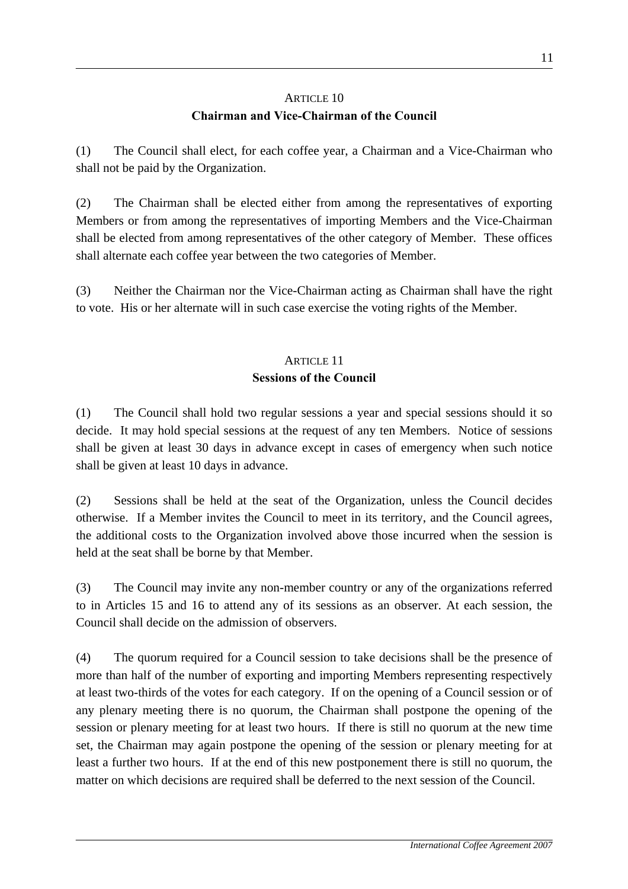## ARTICLE 10
### Chairman and Vice-Chairman of the Council

(1) The Council shall elect, for each coffee year, a Chairman and a Vice-Chairman who shall not be paid by the Organization.

(2) The Chairman shall be elected either from among the representatives of exporting Members or from among the representatives of importing Members and the Vice-Chairman shall be elected from among representatives of the other category of Member. These offices shall alternate each coffee year between the two categories of Member.

(3) Neither the Chairman nor the Vice-Chairman acting as Chairman shall have the right to vote. His or her alternate will in such case exercise the voting rights of the Member.

## ARTICLE 11
### Sessions of the Council

(1) The Council shall hold two regular sessions a year and special sessions should it so decide. It may hold special sessions at the request of any ten Members. Notice of sessions shall be given at least 30 days in advance except in cases of emergency when such notice shall be given at least 10 days in advance.

(2) Sessions shall be held at the seat of the Organization, unless the Council decides otherwise. If a Member invites the Council to meet in its territory, and the Council agrees, the additional costs to the Organization involved above those incurred when the session is held at the seat shall be borne by that Member.

(3) The Council may invite any non-member country or any of the organizations referred to in Articles 15 and 16 to attend any of its sessions as an observer. At each session, the Council shall decide on the admission of observers.

(4) The quorum required for a Council session to take decisions shall be the presence of more than half of the number of exporting and importing Members representing respectively at least two-thirds of the votes for each category. If on the opening of a Council session or of any plenary meeting there is no quorum, the Chairman shall postpone the opening of the session or plenary meeting for at least two hours. If there is still no quorum at the new time set, the Chairman may again postpone the opening of the session or plenary meeting for at least a further two hours. If at the end of this new postponement there is still no quorum, the matter on which decisions are required shall be deferred to the next session of the Council.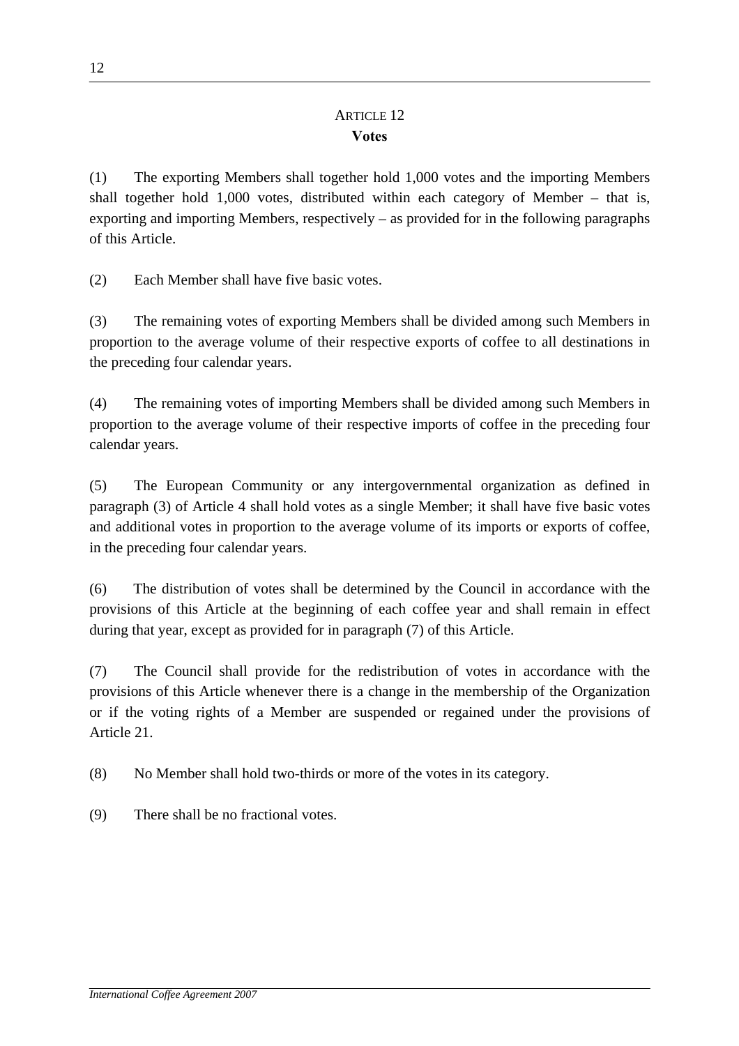## ARTICLE 12
**Votes**

(1) The exporting Members shall together hold 1,000 votes and the importing Members shall together hold 1,000 votes, distributed within each category of Member – that is, exporting and importing Members, respectively – as provided for in the following paragraphs of this Article.

(2) Each Member shall have five basic votes.

(3) The remaining votes of exporting Members shall be divided among such Members in proportion to the average volume of their respective exports of coffee to all destinations in the preceding four calendar years.

(4) The remaining votes of importing Members shall be divided among such Members in proportion to the average volume of their respective imports of coffee in the preceding four calendar years.

(5) The European Community or any intergovernmental organization as defined in paragraph (3) of Article 4 shall hold votes as a single Member; it shall have five basic votes and additional votes in proportion to the average volume of its imports or exports of coffee, in the preceding four calendar years.

(6) The distribution of votes shall be determined by the Council in accordance with the provisions of this Article at the beginning of each coffee year and shall remain in effect during that year, except as provided for in paragraph (7) of this Article.

(7) The Council shall provide for the redistribution of votes in accordance with the provisions of this Article whenever there is a change in the membership of the Organization or if the voting rights of a Member are suspended or regained under the provisions of Article 21.

(8) No Member shall hold two-thirds or more of the votes in its category.

(9) There shall be no fractional votes.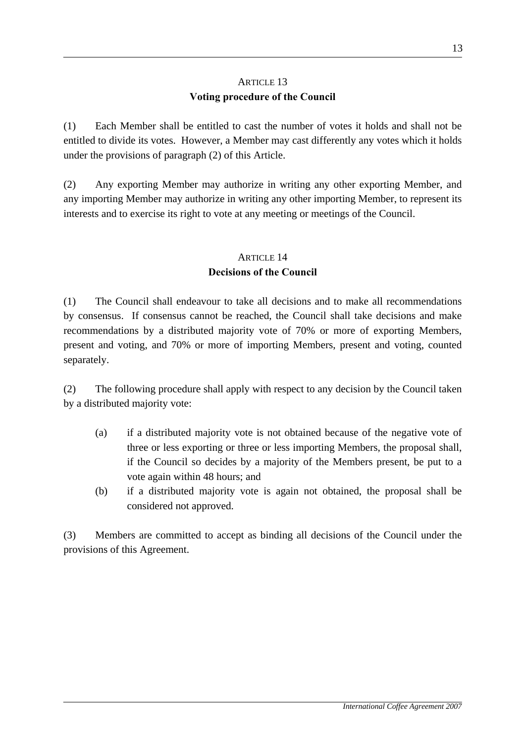## ARTICLE 13
### Voting procedure of the Council

(1) Each Member shall be entitled to cast the number of votes it holds and shall not be entitled to divide its votes. However, a Member may cast differently any votes which it holds under the provisions of paragraph (2) of this Article.

(2) Any exporting Member may authorize in writing any other exporting Member, and any importing Member may authorize in writing any other importing Member, to represent its interests and to exercise its right to vote at any meeting or meetings of the Council.

## ARTICLE 14
### Decisions of the Council

(1) The Council shall endeavour to take all decisions and to make all recommendations by consensus. If consensus cannot be reached, the Council shall take decisions and make recommendations by a distributed majority vote of 70% or more of exporting Members, present and voting, and 70% or more of importing Members, present and voting, counted separately.

(2) The following procedure shall apply with respect to any decision by the Council taken by a distributed majority vote:

(a) if a distributed majority vote is not obtained because of the negative vote of three or less exporting or three or less importing Members, the proposal shall, if the Council so decides by a majority of the Members present, be put to a vote again within 48 hours; and

(b) if a distributed majority vote is again not obtained, the proposal shall be considered not approved.

(3) Members are committed to accept as binding all decisions of the Council under the provisions of this Agreement.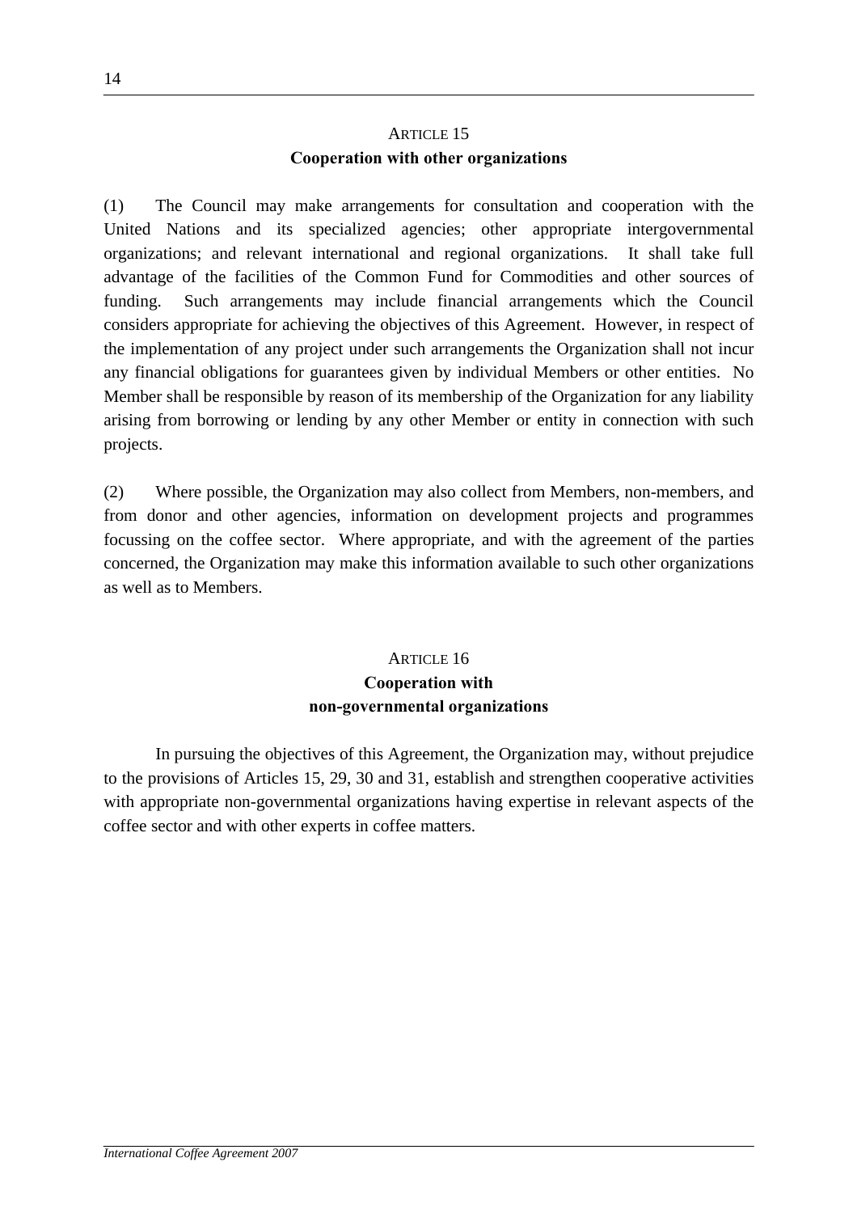## ARTICLE 15
## Cooperation with other organizations

(1) The Council may make arrangements for consultation and cooperation with the United Nations and its specialized agencies; other appropriate intergovernmental organizations; and relevant international and regional organizations. It shall take full advantage of the facilities of the Common Fund for Commodities and other sources of funding. Such arrangements may include financial arrangements which the Council considers appropriate for achieving the objectives of this Agreement. However, in respect of the implementation of any project under such arrangements the Organization shall not incur any financial obligations for guarantees given by individual Members or other entities. No Member shall be responsible by reason of its membership of the Organization for any liability arising from borrowing or lending by any other Member or entity in connection with such projects.

(2) Where possible, the Organization may also collect from Members, non-members, and from donor and other agencies, information on development projects and programmes focussing on the coffee sector. Where appropriate, and with the agreement of the parties concerned, the Organization may make this information available to such other organizations as well as to Members.

## ARTICLE 16
## Cooperation with non-governmental organizations

In pursuing the objectives of this Agreement, the Organization may, without prejudice to the provisions of Articles 15, 29, 30 and 31, establish and strengthen cooperative activities with appropriate non-governmental organizations having expertise in relevant aspects of the coffee sector and with other experts in coffee matters.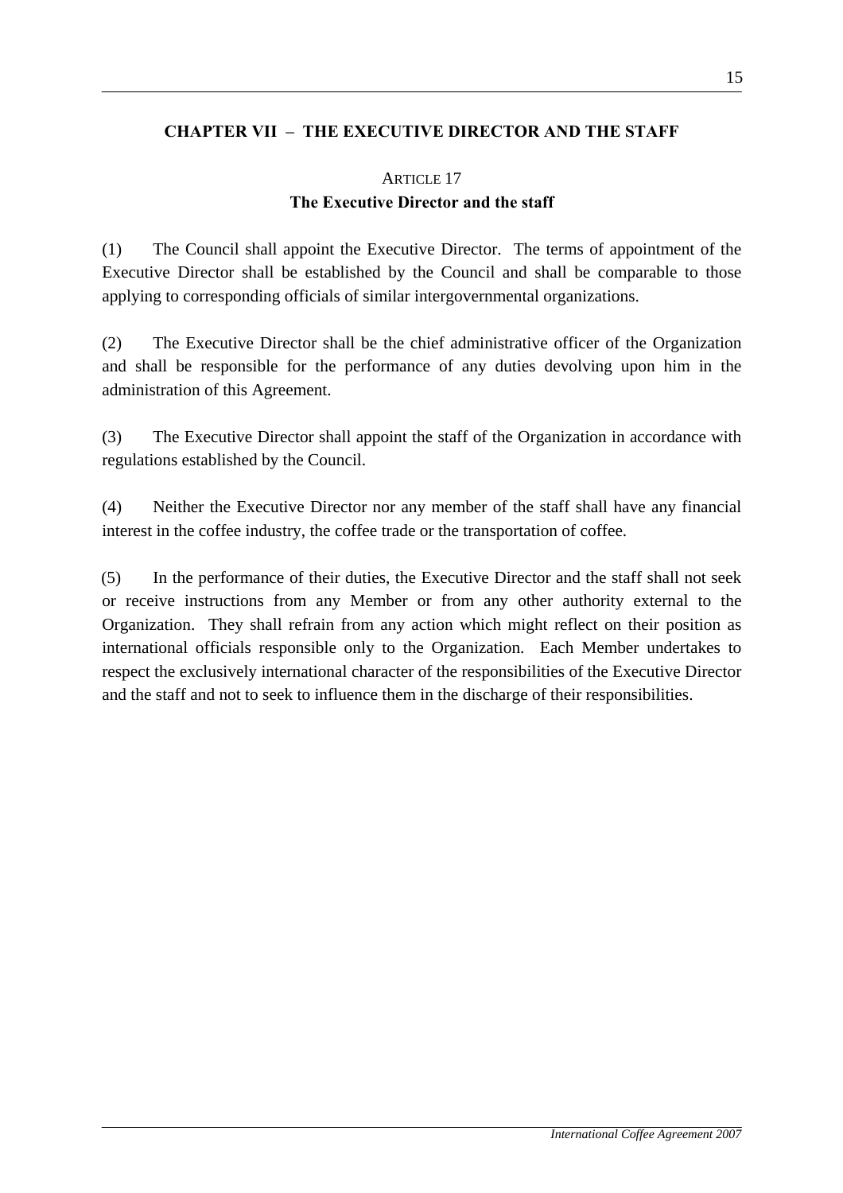## CHAPTER VII – THE EXECUTIVE DIRECTOR AND THE STAFF

### ARTICLE 17
### The Executive Director and the staff

(1) The Council shall appoint the Executive Director. The terms of appointment of the Executive Director shall be established by the Council and shall be comparable to those applying to corresponding officials of similar intergovernmental organizations.

(2) The Executive Director shall be the chief administrative officer of the Organization and shall be responsible for the performance of any duties devolving upon him in the administration of this Agreement.

(3) The Executive Director shall appoint the staff of the Organization in accordance with regulations established by the Council.

(4) Neither the Executive Director nor any member of the staff shall have any financial interest in the coffee industry, the coffee trade or the transportation of coffee.

(5) In the performance of their duties, the Executive Director and the staff shall not seek or receive instructions from any Member or from any other authority external to the Organization. They shall refrain from any action which might reflect on their position as international officials responsible only to the Organization. Each Member undertakes to respect the exclusively international character of the responsibilities of the Executive Director and the staff and not to seek to influence them in the discharge of their responsibilities.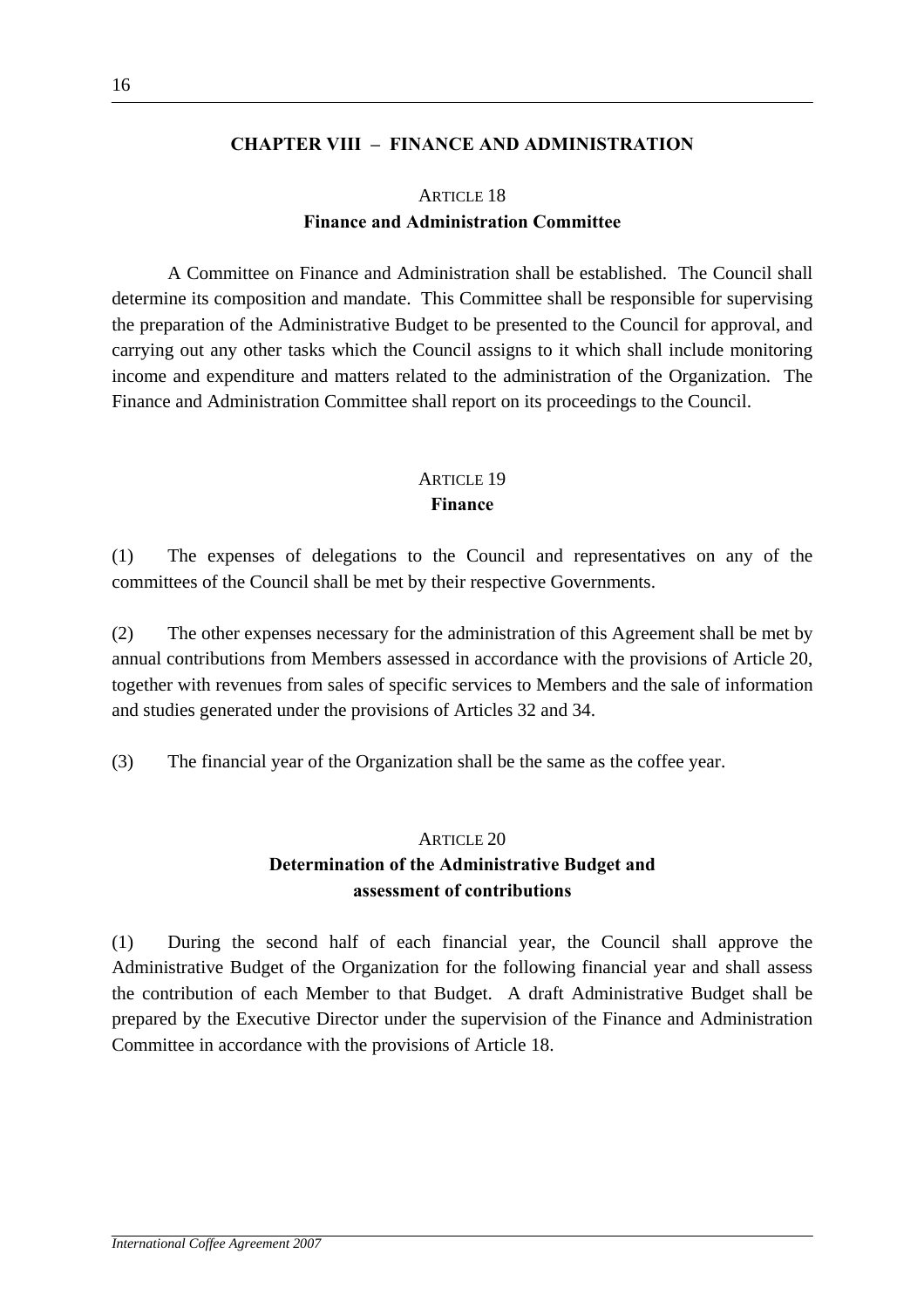## CHAPTER VIII – FINANCE AND ADMINISTRATION

### ARTICLE 18
### Finance and Administration Committee

A Committee on Finance and Administration shall be established. The Council shall determine its composition and mandate. This Committee shall be responsible for supervising the preparation of the Administrative Budget to be presented to the Council for approval, and carrying out any other tasks which the Council assigns to it which shall include monitoring income and expenditure and matters related to the administration of the Organization. The Finance and Administration Committee shall report on its proceedings to the Council.

### ARTICLE 19
### Finance

(1) The expenses of delegations to the Council and representatives on any of the committees of the Council shall be met by their respective Governments.

(2) The other expenses necessary for the administration of this Agreement shall be met by annual contributions from Members assessed in accordance with the provisions of Article 20, together with revenues from sales of specific services to Members and the sale of information and studies generated under the provisions of Articles 32 and 34.

(3) The financial year of the Organization shall be the same as the coffee year.

### ARTICLE 20
### Determination of the Administrative Budget and assessment of contributions

(1) During the second half of each financial year, the Council shall approve the Administrative Budget of the Organization for the following financial year and shall assess the contribution of each Member to that Budget. A draft Administrative Budget shall be prepared by the Executive Director under the supervision of the Finance and Administration Committee in accordance with the provisions of Article 18.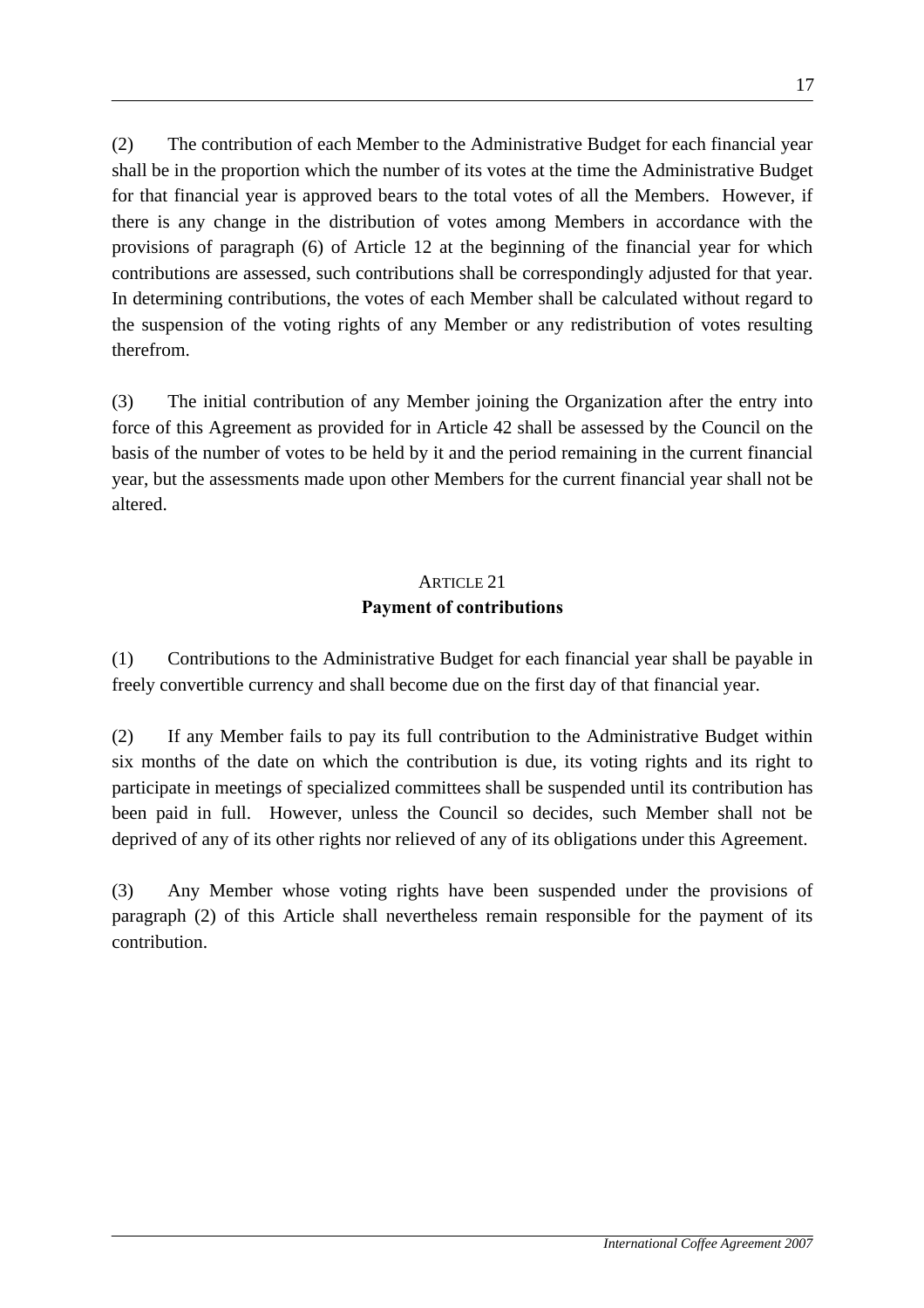(2) The contribution of each Member to the Administrative Budget for each financial year shall be in the proportion which the number of its votes at the time the Administrative Budget for that financial year is approved bears to the total votes of all the Members. However, if there is any change in the distribution of votes among Members in accordance with the provisions of paragraph (6) of Article 12 at the beginning of the financial year for which contributions are assessed, such contributions shall be correspondingly adjusted for that year. In determining contributions, the votes of each Member shall be calculated without regard to the suspension of the voting rights of any Member or any redistribution of votes resulting therefrom.

(3) The initial contribution of any Member joining the Organization after the entry into force of this Agreement as provided for in Article 42 shall be assessed by the Council on the basis of the number of votes to be held by it and the period remaining in the current financial year, but the assessments made upon other Members for the current financial year shall not be altered.

## ARTICLE 21
## Payment of contributions

(1) Contributions to the Administrative Budget for each financial year shall be payable in freely convertible currency and shall become due on the first day of that financial year.

(2) If any Member fails to pay its full contribution to the Administrative Budget within six months of the date on which the contribution is due, its voting rights and its right to participate in meetings of specialized committees shall be suspended until its contribution has been paid in full. However, unless the Council so decides, such Member shall not be deprived of any of its other rights nor relieved of any of its obligations under this Agreement.

(3) Any Member whose voting rights have been suspended under the provisions of paragraph (2) of this Article shall nevertheless remain responsible for the payment of its contribution.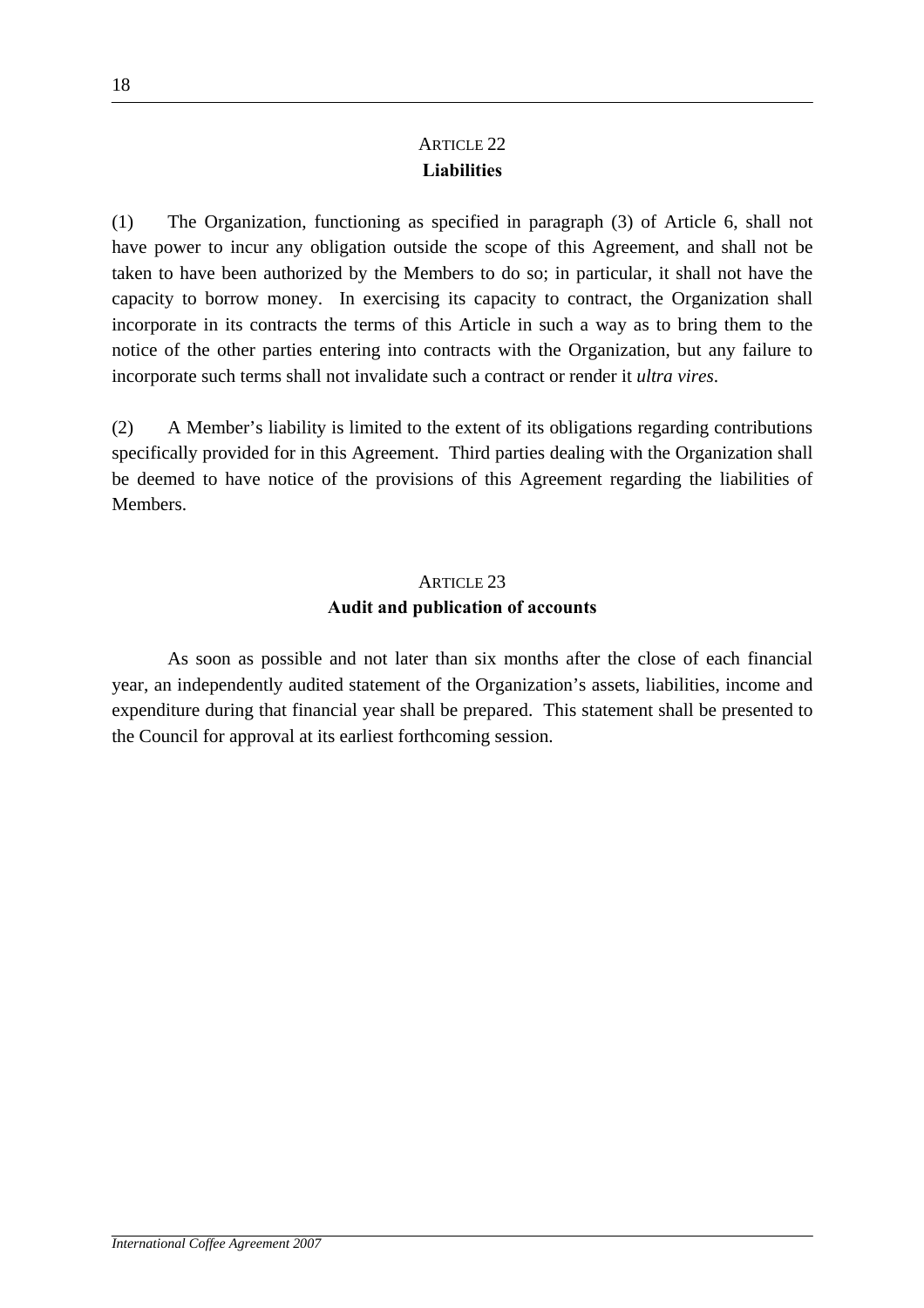## ARTICLE 22
### Liabilities

(1) The Organization, functioning as specified in paragraph (3) of Article 6, shall not have power to incur any obligation outside the scope of this Agreement, and shall not be taken to have been authorized by the Members to do so; in particular, it shall not have the capacity to borrow money. In exercising its capacity to contract, the Organization shall incorporate in its contracts the terms of this Article in such a way as to bring them to the notice of the other parties entering into contracts with the Organization, but any failure to incorporate such terms shall not invalidate such a contract or render it *ultra vires*.

(2) A Member's liability is limited to the extent of its obligations regarding contributions specifically provided for in this Agreement. Third parties dealing with the Organization shall be deemed to have notice of the provisions of this Agreement regarding the liabilities of Members.

## ARTICLE 23
### Audit and publication of accounts

As soon as possible and not later than six months after the close of each financial year, an independently audited statement of the Organization's assets, liabilities, income and expenditure during that financial year shall be prepared. This statement shall be presented to the Council for approval at its earliest forthcoming session.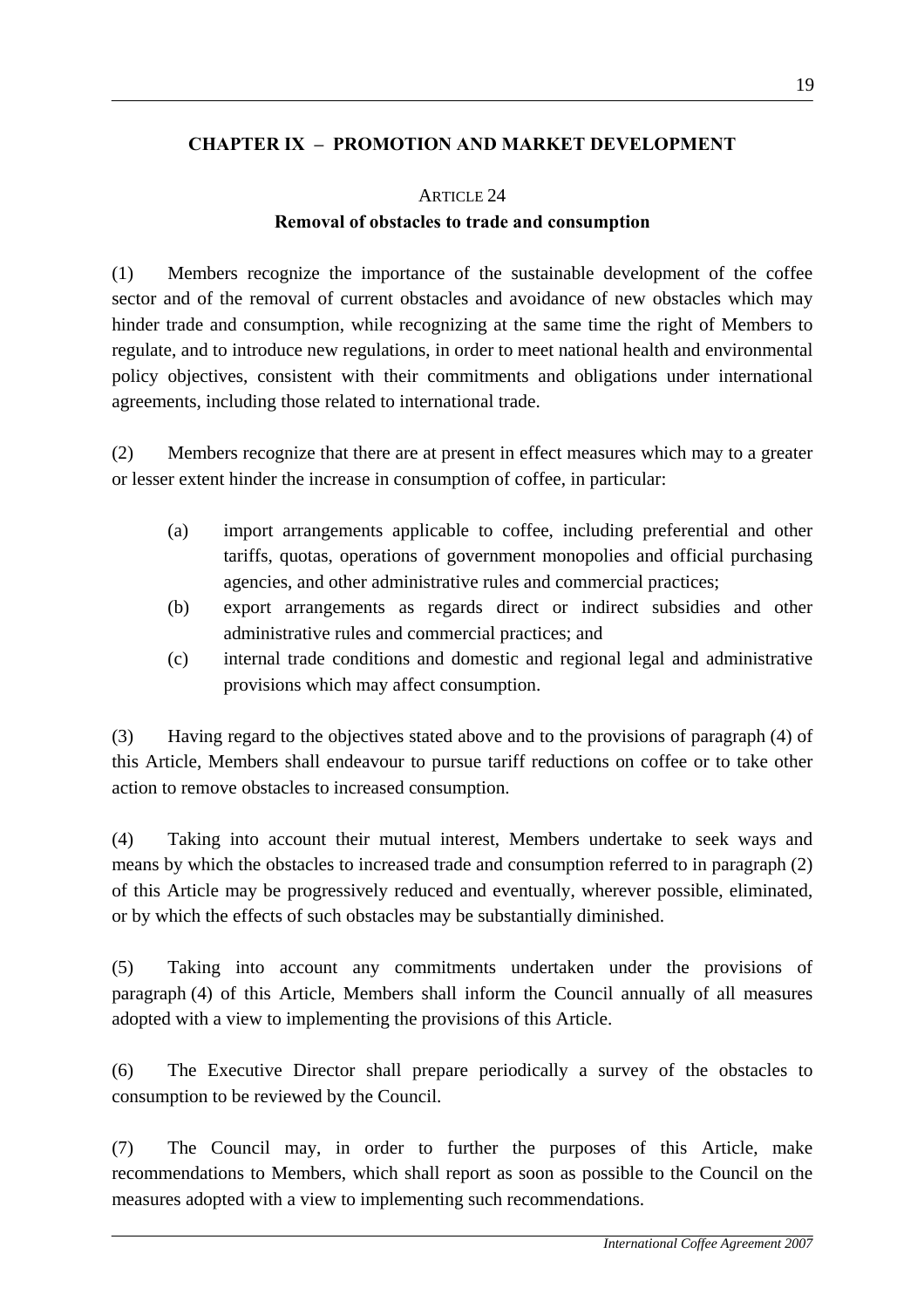## CHAPTER IX – PROMOTION AND MARKET DEVELOPMENT

### ARTICLE 24

### Removal of obstacles to trade and consumption

(1) Members recognize the importance of the sustainable development of the coffee sector and of the removal of current obstacles and avoidance of new obstacles which may hinder trade and consumption, while recognizing at the same time the right of Members to regulate, and to introduce new regulations, in order to meet national health and environmental policy objectives, consistent with their commitments and obligations under international agreements, including those related to international trade.

(2) Members recognize that there are at present in effect measures which may to a greater or lesser extent hinder the increase in consumption of coffee, in particular:

(a) import arrangements applicable to coffee, including preferential and other tariffs, quotas, operations of government monopolies and official purchasing agencies, and other administrative rules and commercial practices;

(b) export arrangements as regards direct or indirect subsidies and other administrative rules and commercial practices; and

(c) internal trade conditions and domestic and regional legal and administrative provisions which may affect consumption.

(3) Having regard to the objectives stated above and to the provisions of paragraph (4) of this Article, Members shall endeavour to pursue tariff reductions on coffee or to take other action to remove obstacles to increased consumption.

(4) Taking into account their mutual interest, Members undertake to seek ways and means by which the obstacles to increased trade and consumption referred to in paragraph (2) of this Article may be progressively reduced and eventually, wherever possible, eliminated, or by which the effects of such obstacles may be substantially diminished.

(5) Taking into account any commitments undertaken under the provisions of paragraph (4) of this Article, Members shall inform the Council annually of all measures adopted with a view to implementing the provisions of this Article.

(6) The Executive Director shall prepare periodically a survey of the obstacles to consumption to be reviewed by the Council.

(7) The Council may, in order to further the purposes of this Article, make recommendations to Members, which shall report as soon as possible to the Council on the measures adopted with a view to implementing such recommendations.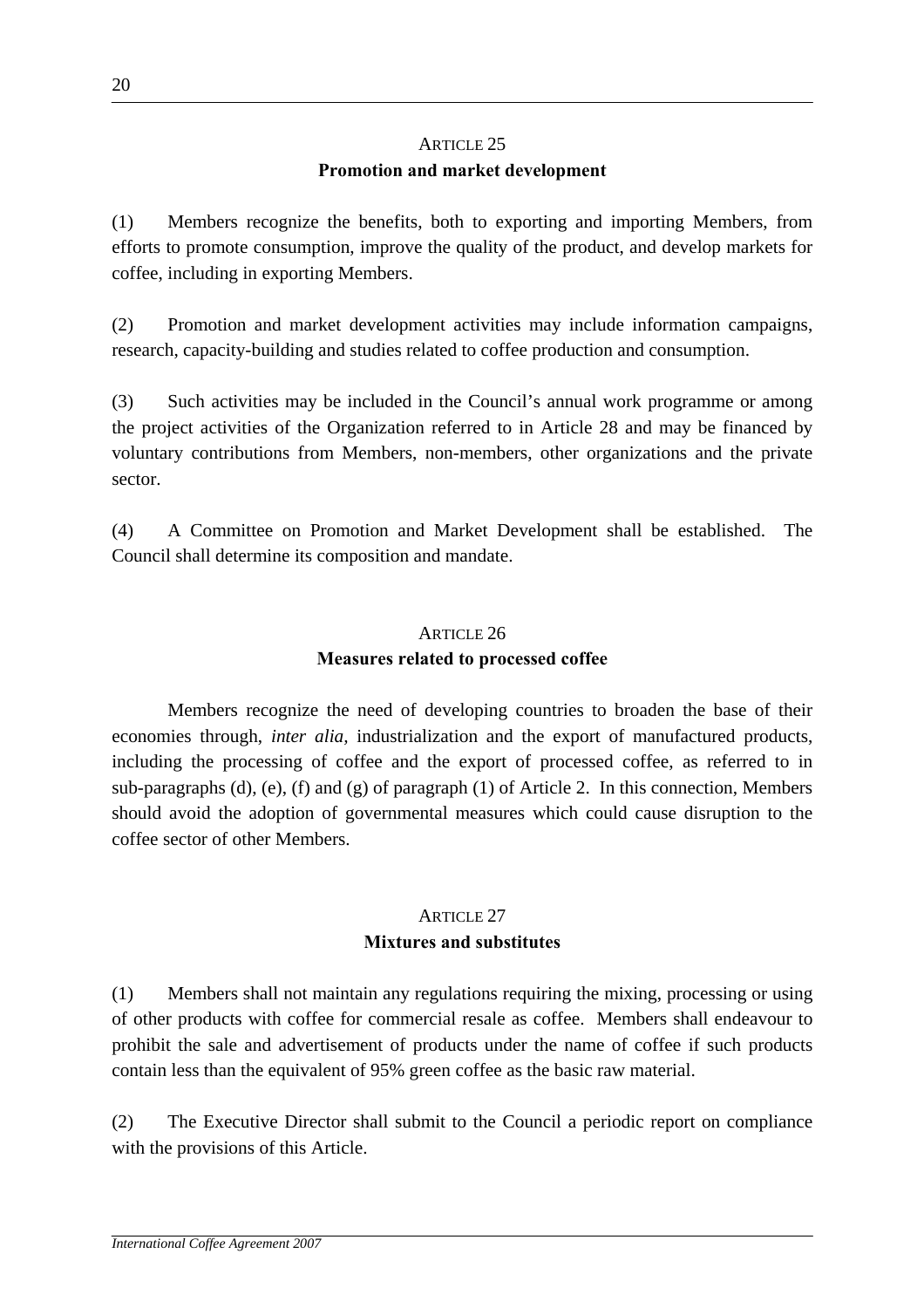## ARTICLE 25
### Promotion and market development

(1) Members recognize the benefits, both to exporting and importing Members, from efforts to promote consumption, improve the quality of the product, and develop markets for coffee, including in exporting Members.

(2) Promotion and market development activities may include information campaigns, research, capacity-building and studies related to coffee production and consumption.

(3) Such activities may be included in the Council's annual work programme or among the project activities of the Organization referred to in Article 28 and may be financed by voluntary contributions from Members, non-members, other organizations and the private sector.

(4) A Committee on Promotion and Market Development shall be established. The Council shall determine its composition and mandate.

## ARTICLE 26
### Measures related to processed coffee

Members recognize the need of developing countries to broaden the base of their economies through, *inter alia,* industrialization and the export of manufactured products, including the processing of coffee and the export of processed coffee, as referred to in sub-paragraphs (d), (e), (f) and (g) of paragraph (1) of Article 2. In this connection, Members should avoid the adoption of governmental measures which could cause disruption to the coffee sector of other Members.

## ARTICLE 27
### Mixtures and substitutes

(1) Members shall not maintain any regulations requiring the mixing, processing or using of other products with coffee for commercial resale as coffee. Members shall endeavour to prohibit the sale and advertisement of products under the name of coffee if such products contain less than the equivalent of 95% green coffee as the basic raw material.

(2) The Executive Director shall submit to the Council a periodic report on compliance with the provisions of this Article.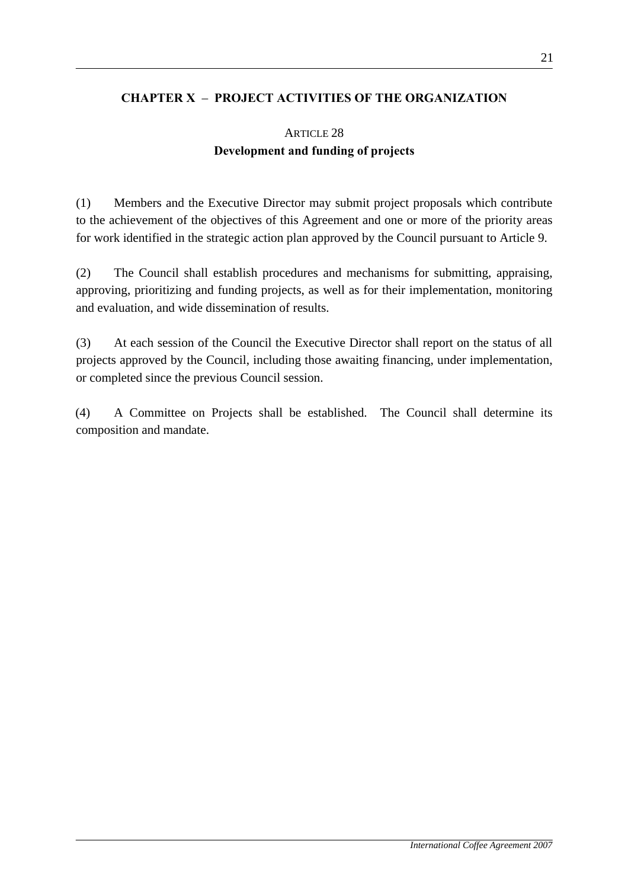## CHAPTER X – PROJECT ACTIVITIES OF THE ORGANIZATION

### ARTICLE 28
### Development and funding of projects

(1) Members and the Executive Director may submit project proposals which contribute to the achievement of the objectives of this Agreement and one or more of the priority areas for work identified in the strategic action plan approved by the Council pursuant to Article 9.

(2) The Council shall establish procedures and mechanisms for submitting, appraising, approving, prioritizing and funding projects, as well as for their implementation, monitoring and evaluation, and wide dissemination of results.

(3) At each session of the Council the Executive Director shall report on the status of all projects approved by the Council, including those awaiting financing, under implementation, or completed since the previous Council session.

(4) A Committee on Projects shall be established. The Council shall determine its composition and mandate.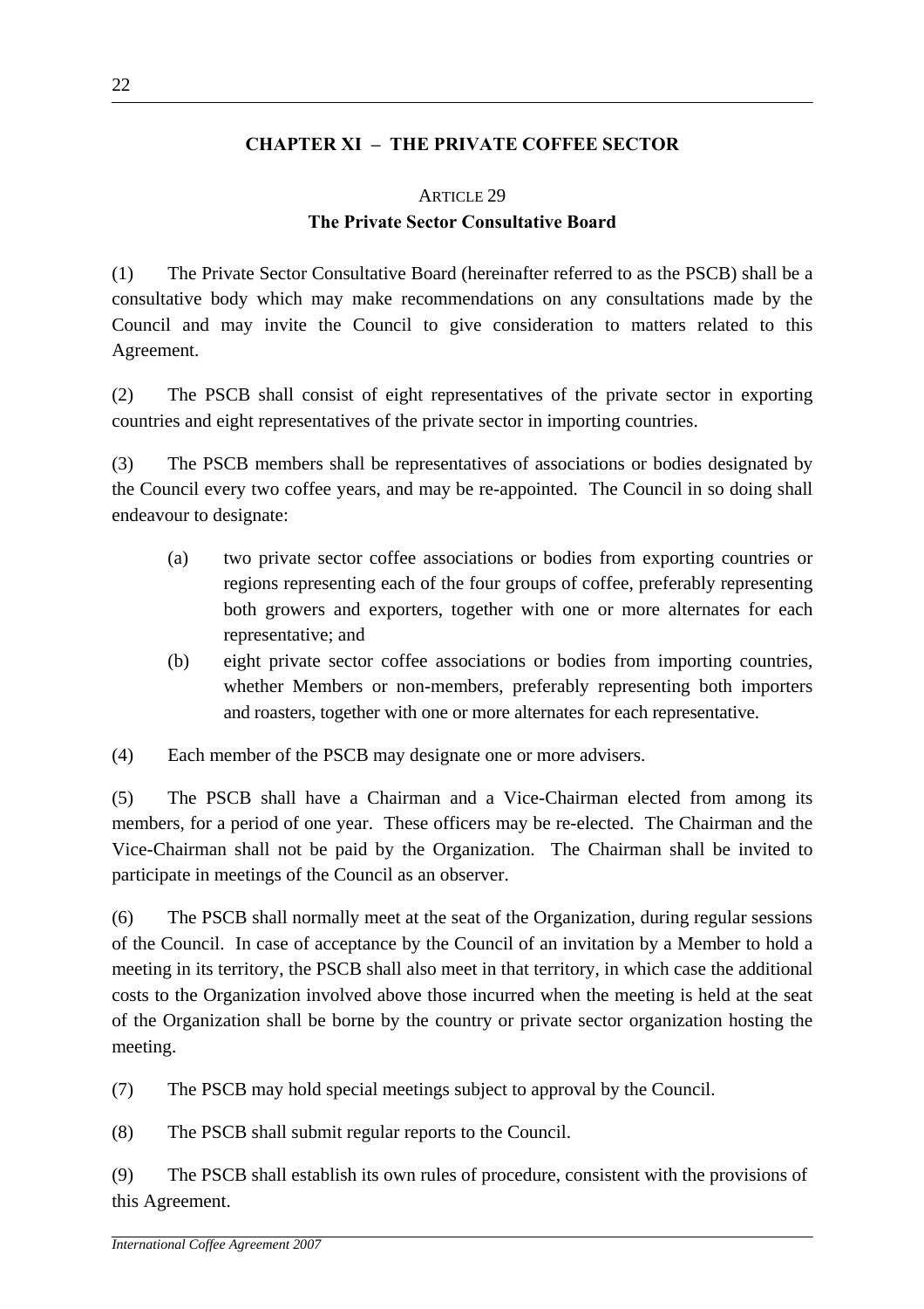## CHAPTER XI – THE PRIVATE COFFEE SECTOR

### ARTICLE 29
### The Private Sector Consultative Board

(1) The Private Sector Consultative Board (hereinafter referred to as the PSCB) shall be a consultative body which may make recommendations on any consultations made by the Council and may invite the Council to give consideration to matters related to this Agreement.

(2) The PSCB shall consist of eight representatives of the private sector in exporting countries and eight representatives of the private sector in importing countries.

(3) The PSCB members shall be representatives of associations or bodies designated by the Council every two coffee years, and may be re-appointed. The Council in so doing shall endeavour to designate:

(a) two private sector coffee associations or bodies from exporting countries or regions representing each of the four groups of coffee, preferably representing both growers and exporters, together with one or more alternates for each representative; and

(b) eight private sector coffee associations or bodies from importing countries, whether Members or non-members, preferably representing both importers and roasters, together with one or more alternates for each representative.

(4) Each member of the PSCB may designate one or more advisers.

(5) The PSCB shall have a Chairman and a Vice-Chairman elected from among its members, for a period of one year. These officers may be re-elected. The Chairman and the Vice-Chairman shall not be paid by the Organization. The Chairman shall be invited to participate in meetings of the Council as an observer.

(6) The PSCB shall normally meet at the seat of the Organization, during regular sessions of the Council. In case of acceptance by the Council of an invitation by a Member to hold a meeting in its territory, the PSCB shall also meet in that territory, in which case the additional costs to the Organization involved above those incurred when the meeting is held at the seat of the Organization shall be borne by the country or private sector organization hosting the meeting.

(7) The PSCB may hold special meetings subject to approval by the Council.

(8) The PSCB shall submit regular reports to the Council.

(9) The PSCB shall establish its own rules of procedure, consistent with the provisions of this Agreement.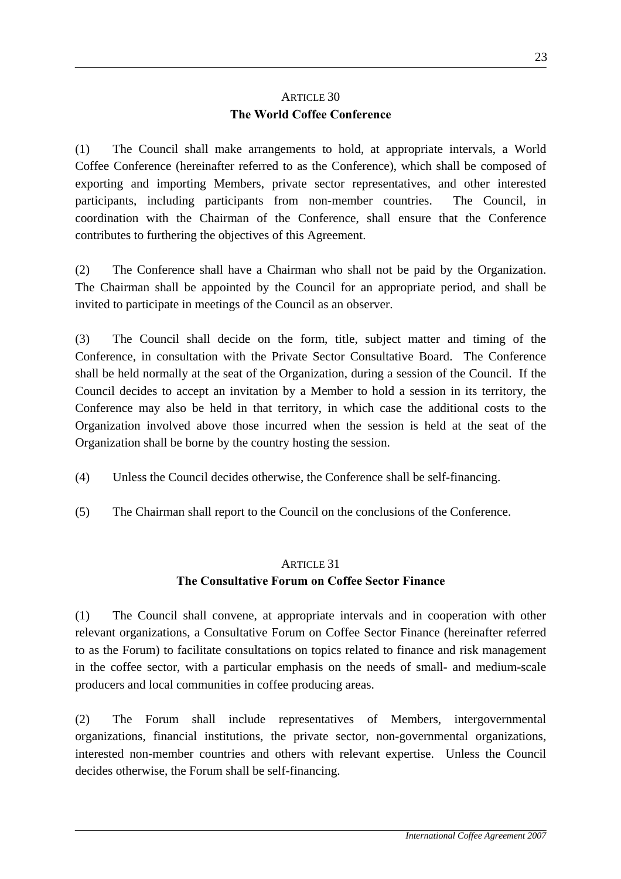## ARTICLE 30
## The World Coffee Conference

(1) The Council shall make arrangements to hold, at appropriate intervals, a World Coffee Conference (hereinafter referred to as the Conference), which shall be composed of exporting and importing Members, private sector representatives, and other interested participants, including participants from non-member countries. The Council, in coordination with the Chairman of the Conference, shall ensure that the Conference contributes to furthering the objectives of this Agreement.

(2) The Conference shall have a Chairman who shall not be paid by the Organization. The Chairman shall be appointed by the Council for an appropriate period, and shall be invited to participate in meetings of the Council as an observer.

(3) The Council shall decide on the form, title, subject matter and timing of the Conference, in consultation with the Private Sector Consultative Board. The Conference shall be held normally at the seat of the Organization, during a session of the Council. If the Council decides to accept an invitation by a Member to hold a session in its territory, the Conference may also be held in that territory, in which case the additional costs to the Organization involved above those incurred when the session is held at the seat of the Organization shall be borne by the country hosting the session.

(4) Unless the Council decides otherwise, the Conference shall be self-financing.

(5) The Chairman shall report to the Council on the conclusions of the Conference.

## ARTICLE 31
## The Consultative Forum on Coffee Sector Finance

(1) The Council shall convene, at appropriate intervals and in cooperation with other relevant organizations, a Consultative Forum on Coffee Sector Finance (hereinafter referred to as the Forum) to facilitate consultations on topics related to finance and risk management in the coffee sector, with a particular emphasis on the needs of small- and medium-scale producers and local communities in coffee producing areas.

(2) The Forum shall include representatives of Members, intergovernmental organizations, financial institutions, the private sector, non-governmental organizations, interested non-member countries and others with relevant expertise. Unless the Council decides otherwise, the Forum shall be self-financing.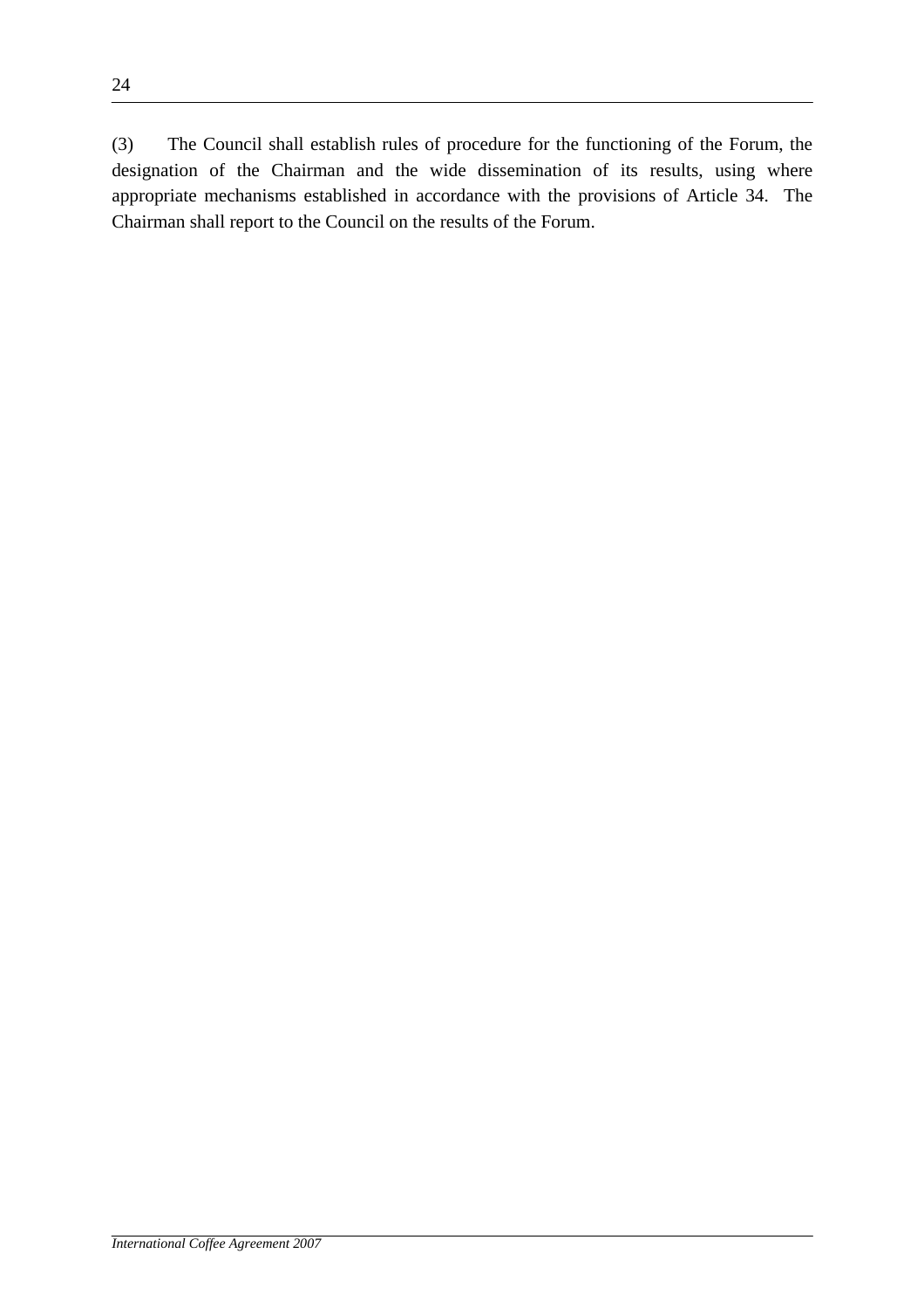(3) The Council shall establish rules of procedure for the functioning of the Forum, the designation of the Chairman and the wide dissemination of its results, using where appropriate mechanisms established in accordance with the provisions of Article 34. The Chairman shall report to the Council on the results of the Forum.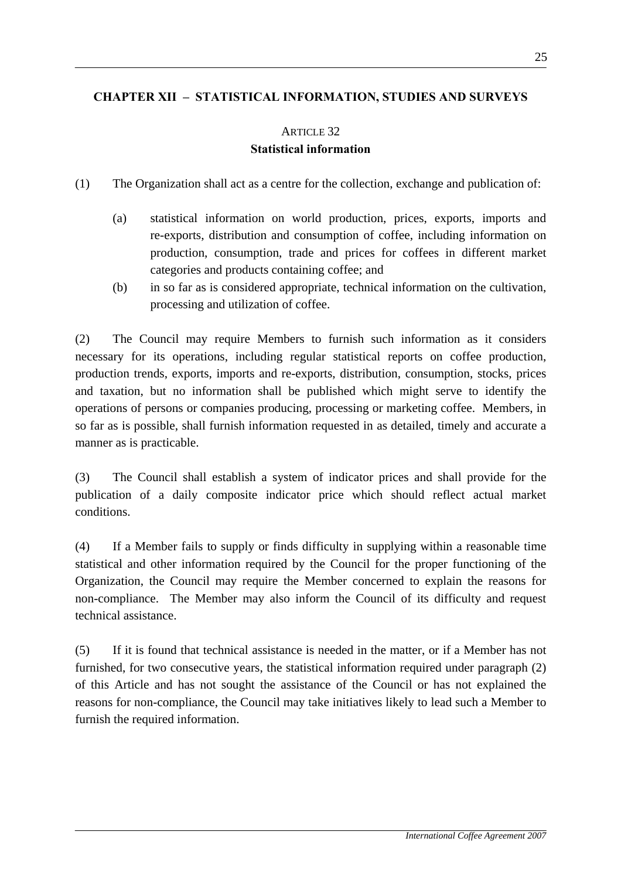## CHAPTER XII – STATISTICAL INFORMATION, STUDIES AND SURVEYS

### ARTICLE 32
### Statistical information

(1) The Organization shall act as a centre for the collection, exchange and publication of:

(a) statistical information on world production, prices, exports, imports and re-exports, distribution and consumption of coffee, including information on production, consumption, trade and prices for coffees in different market categories and products containing coffee; and

(b) in so far as is considered appropriate, technical information on the cultivation, processing and utilization of coffee.

(2) The Council may require Members to furnish such information as it considers necessary for its operations, including regular statistical reports on coffee production, production trends, exports, imports and re-exports, distribution, consumption, stocks, prices and taxation, but no information shall be published which might serve to identify the operations of persons or companies producing, processing or marketing coffee. Members, in so far as is possible, shall furnish information requested in as detailed, timely and accurate a manner as is practicable.

(3) The Council shall establish a system of indicator prices and shall provide for the publication of a daily composite indicator price which should reflect actual market conditions.

(4) If a Member fails to supply or finds difficulty in supplying within a reasonable time statistical and other information required by the Council for the proper functioning of the Organization, the Council may require the Member concerned to explain the reasons for non-compliance. The Member may also inform the Council of its difficulty and request technical assistance.

(5) If it is found that technical assistance is needed in the matter, or if a Member has not furnished, for two consecutive years, the statistical information required under paragraph (2) of this Article and has not sought the assistance of the Council or has not explained the reasons for non-compliance, the Council may take initiatives likely to lead such a Member to furnish the required information.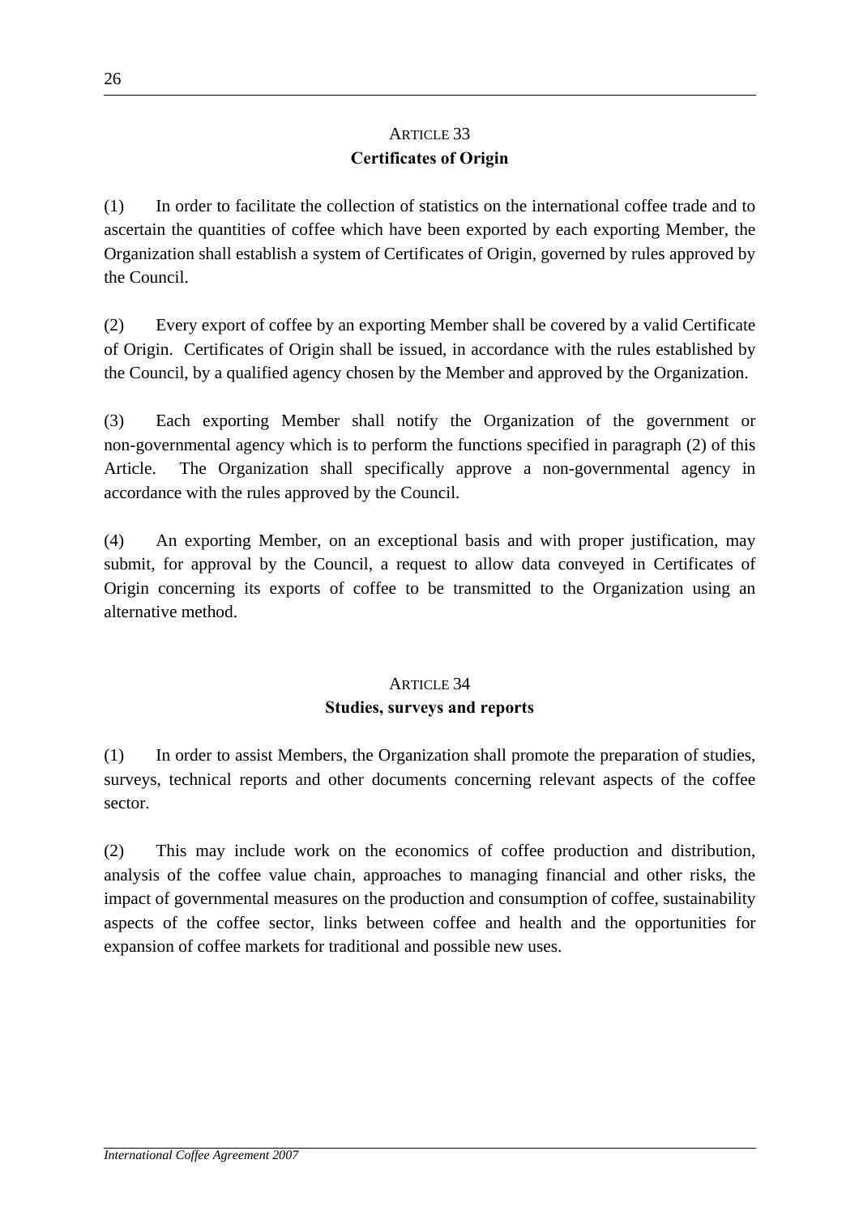## ARTICLE 33
## Certificates of Origin

(1) In order to facilitate the collection of statistics on the international coffee trade and to ascertain the quantities of coffee which have been exported by each exporting Member, the Organization shall establish a system of Certificates of Origin, governed by rules approved by the Council.

(2) Every export of coffee by an exporting Member shall be covered by a valid Certificate of Origin. Certificates of Origin shall be issued, in accordance with the rules established by the Council, by a qualified agency chosen by the Member and approved by the Organization.

(3) Each exporting Member shall notify the Organization of the government or non-governmental agency which is to perform the functions specified in paragraph (2) of this Article. The Organization shall specifically approve a non-governmental agency in accordance with the rules approved by the Council.

(4) An exporting Member, on an exceptional basis and with proper justification, may submit, for approval by the Council, a request to allow data conveyed in Certificates of Origin concerning its exports of coffee to be transmitted to the Organization using an alternative method.

## ARTICLE 34
## Studies, surveys and reports

(1) In order to assist Members, the Organization shall promote the preparation of studies, surveys, technical reports and other documents concerning relevant aspects of the coffee sector.

(2) This may include work on the economics of coffee production and distribution, analysis of the coffee value chain, approaches to managing financial and other risks, the impact of governmental measures on the production and consumption of coffee, sustainability aspects of the coffee sector, links between coffee and health and the opportunities for expansion of coffee markets for traditional and possible new uses.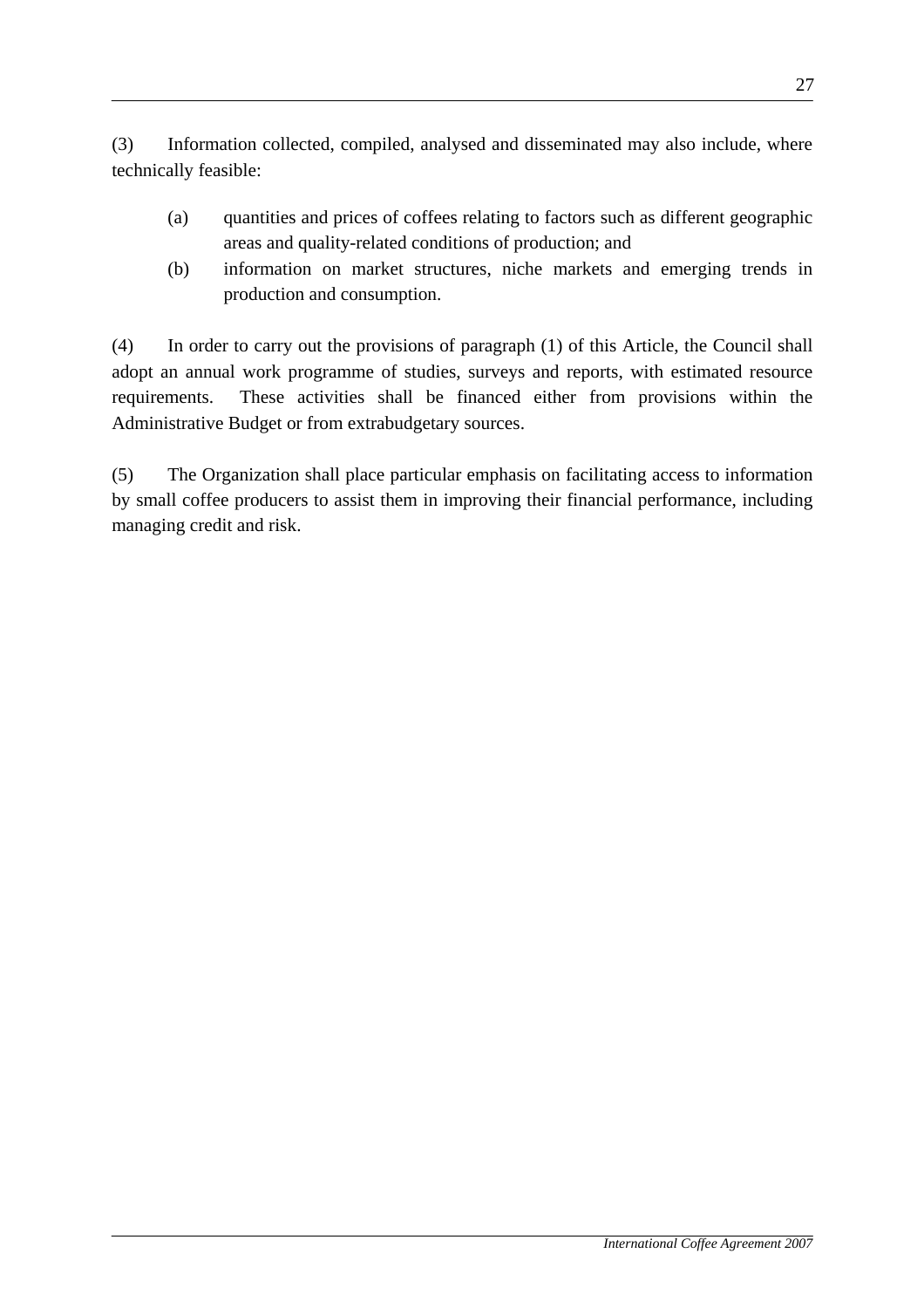(3) Information collected, compiled, analysed and disseminated may also include, where technically feasible:

- (a) quantities and prices of coffees relating to factors such as different geographic areas and quality-related conditions of production; and
- (b) information on market structures, niche markets and emerging trends in production and consumption.

(4) In order to carry out the provisions of paragraph (1) of this Article, the Council shall adopt an annual work programme of studies, surveys and reports, with estimated resource requirements. These activities shall be financed either from provisions within the Administrative Budget or from extrabudgetary sources.

(5) The Organization shall place particular emphasis on facilitating access to information by small coffee producers to assist them in improving their financial performance, including managing credit and risk.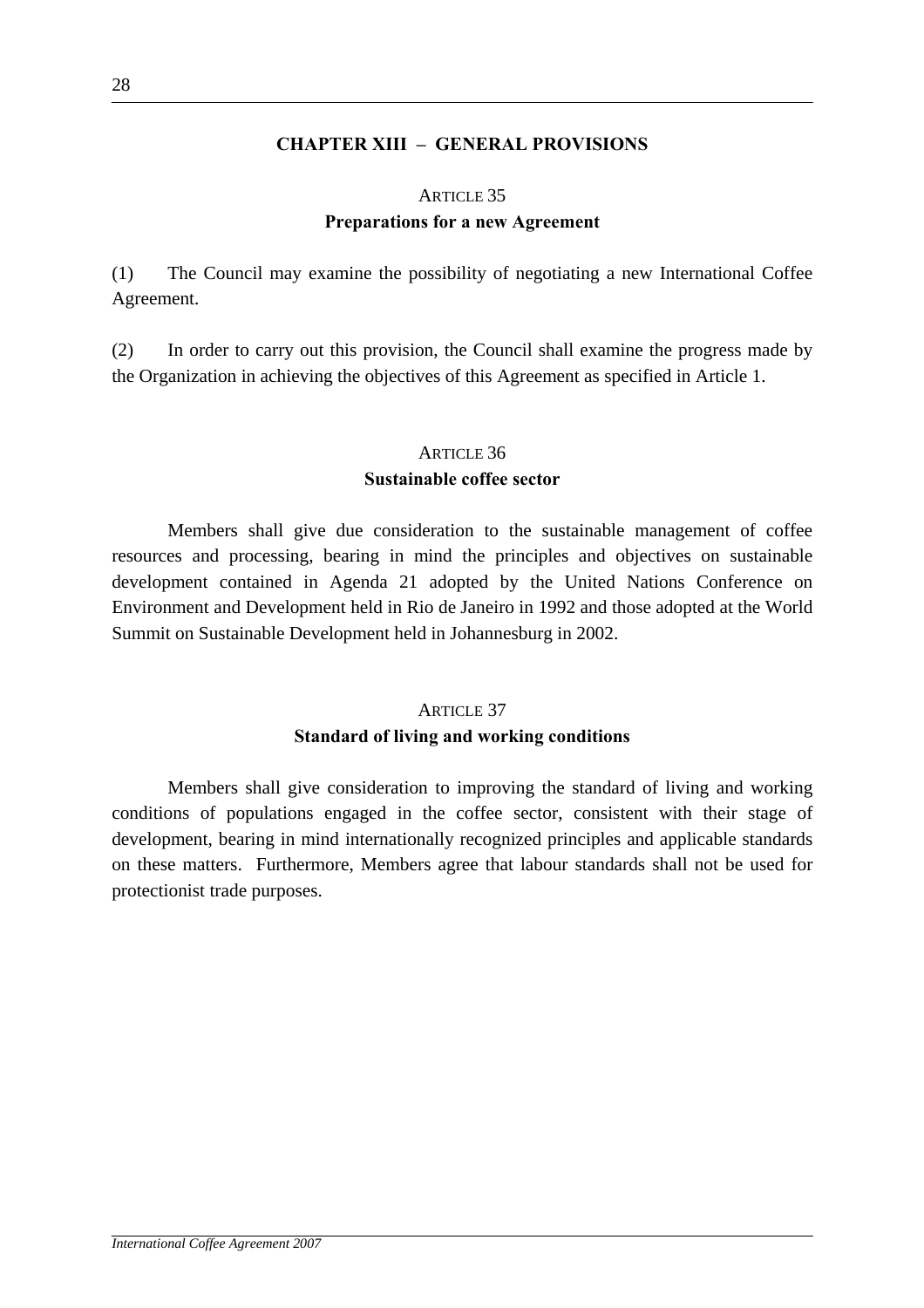## CHAPTER XIII – GENERAL PROVISIONS

### ARTICLE 35
### Preparations for a new Agreement

(1) The Council may examine the possibility of negotiating a new International Coffee Agreement.

(2) In order to carry out this provision, the Council shall examine the progress made by the Organization in achieving the objectives of this Agreement as specified in Article 1.

### ARTICLE 36
### Sustainable coffee sector

Members shall give due consideration to the sustainable management of coffee resources and processing, bearing in mind the principles and objectives on sustainable development contained in Agenda 21 adopted by the United Nations Conference on Environment and Development held in Rio de Janeiro in 1992 and those adopted at the World Summit on Sustainable Development held in Johannesburg in 2002.

### ARTICLE 37
### Standard of living and working conditions

Members shall give consideration to improving the standard of living and working conditions of populations engaged in the coffee sector, consistent with their stage of development, bearing in mind internationally recognized principles and applicable standards on these matters. Furthermore, Members agree that labour standards shall not be used for protectionist trade purposes.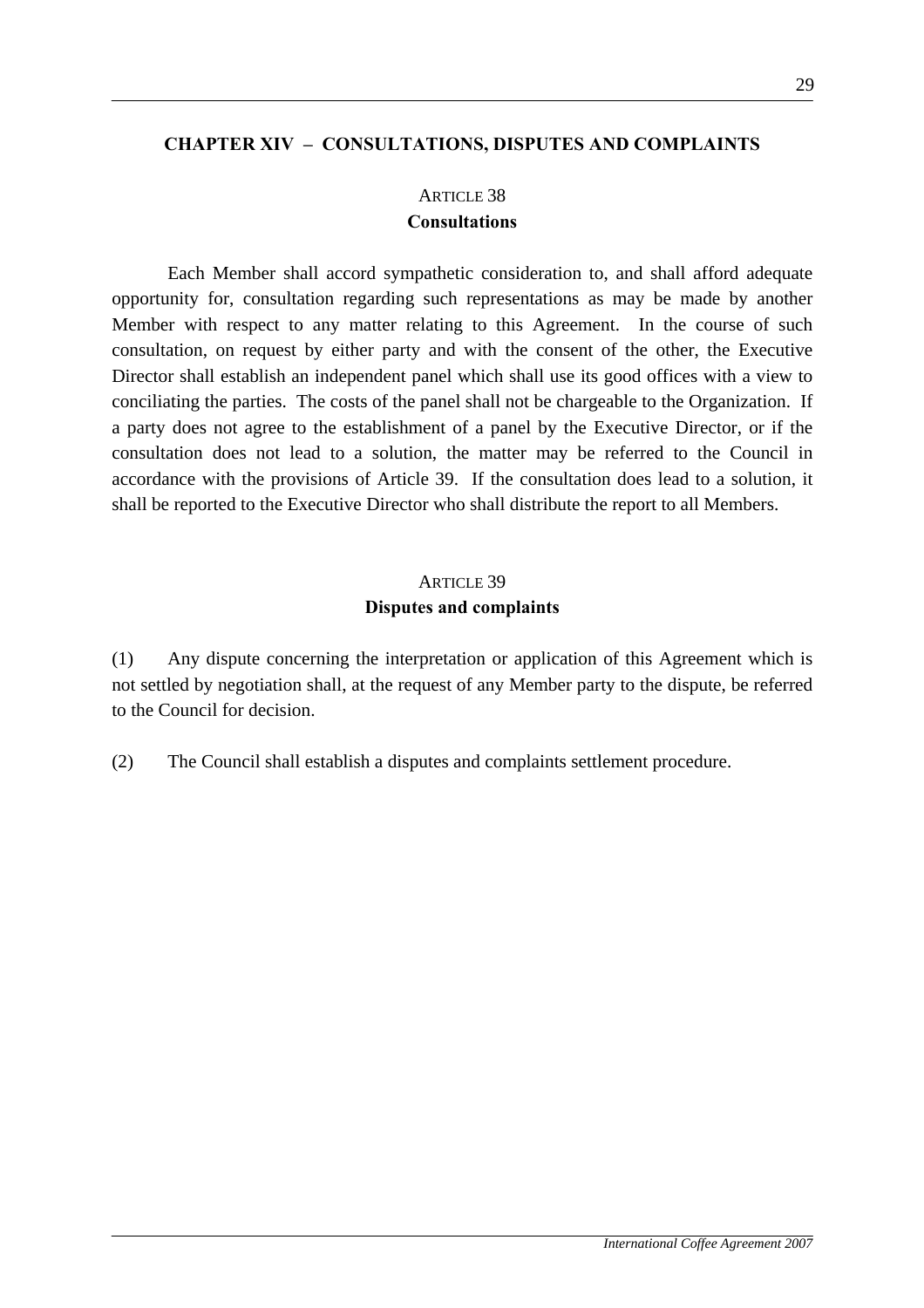## CHAPTER XIV – CONSULTATIONS, DISPUTES AND COMPLAINTS

### ARTICLE 38
### Consultations

Each Member shall accord sympathetic consideration to, and shall afford adequate opportunity for, consultation regarding such representations as may be made by another Member with respect to any matter relating to this Agreement. In the course of such consultation, on request by either party and with the consent of the other, the Executive Director shall establish an independent panel which shall use its good offices with a view to conciliating the parties. The costs of the panel shall not be chargeable to the Organization. If a party does not agree to the establishment of a panel by the Executive Director, or if the consultation does not lead to a solution, the matter may be referred to the Council in accordance with the provisions of Article 39. If the consultation does lead to a solution, it shall be reported to the Executive Director who shall distribute the report to all Members.

### ARTICLE 39
### Disputes and complaints

(1) Any dispute concerning the interpretation or application of this Agreement which is not settled by negotiation shall, at the request of any Member party to the dispute, be referred to the Council for decision.

(2) The Council shall establish a disputes and complaints settlement procedure.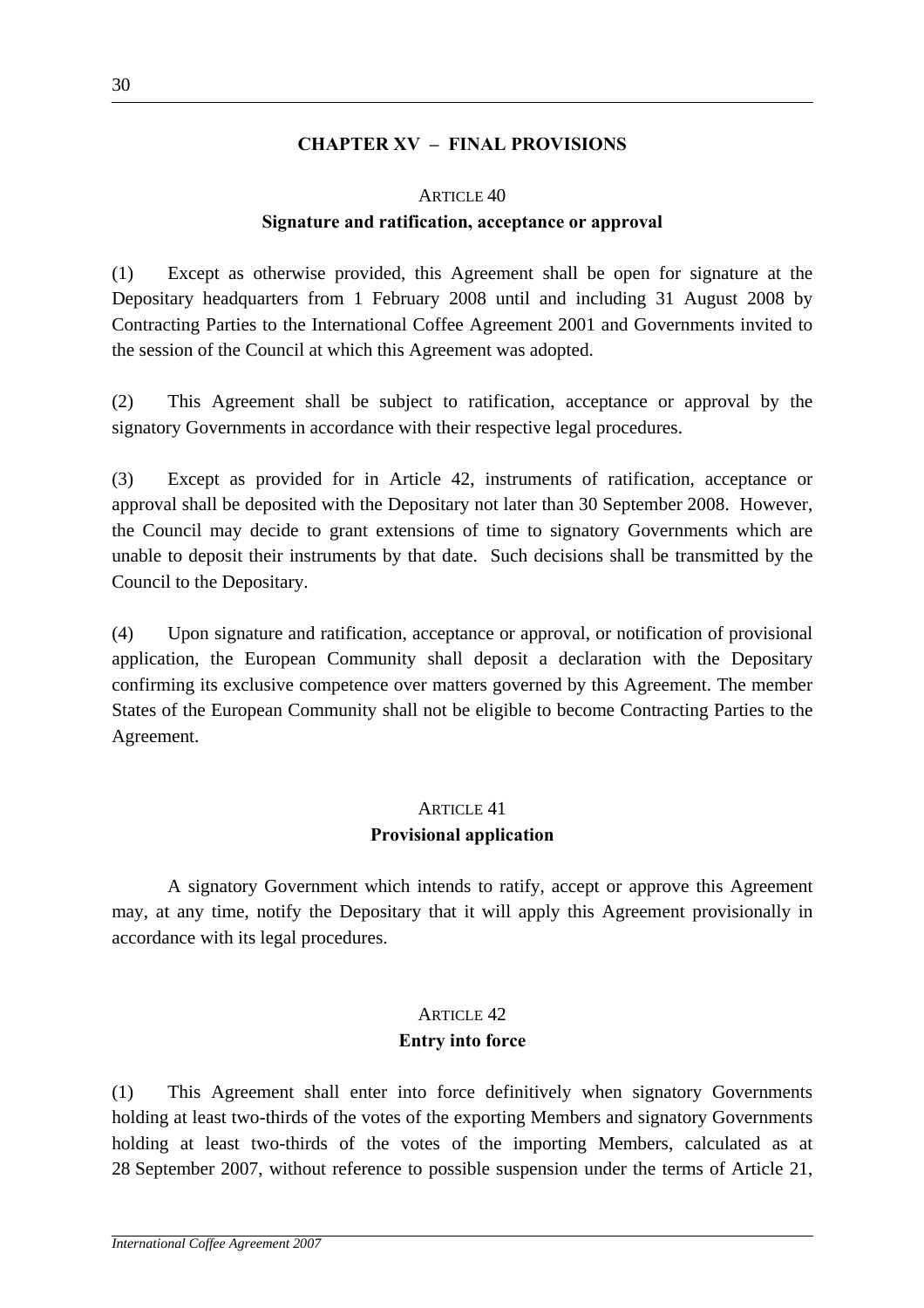## CHAPTER XV – FINAL PROVISIONS

### ARTICLE 40
### Signature and ratification, acceptance or approval

(1) Except as otherwise provided, this Agreement shall be open for signature at the Depositary headquarters from 1 February 2008 until and including 31 August 2008 by Contracting Parties to the International Coffee Agreement 2001 and Governments invited to the session of the Council at which this Agreement was adopted.

(2) This Agreement shall be subject to ratification, acceptance or approval by the signatory Governments in accordance with their respective legal procedures.

(3) Except as provided for in Article 42, instruments of ratification, acceptance or approval shall be deposited with the Depositary not later than 30 September 2008. However, the Council may decide to grant extensions of time to signatory Governments which are unable to deposit their instruments by that date. Such decisions shall be transmitted by the Council to the Depositary.

(4) Upon signature and ratification, acceptance or approval, or notification of provisional application, the European Community shall deposit a declaration with the Depositary confirming its exclusive competence over matters governed by this Agreement. The member States of the European Community shall not be eligible to become Contracting Parties to the Agreement.

### ARTICLE 41
### Provisional application

A signatory Government which intends to ratify, accept or approve this Agreement may, at any time, notify the Depositary that it will apply this Agreement provisionally in accordance with its legal procedures.

### ARTICLE 42
### Entry into force

(1) This Agreement shall enter into force definitively when signatory Governments holding at least two-thirds of the votes of the exporting Members and signatory Governments holding at least two-thirds of the votes of the importing Members, calculated as at 28 September 2007, without reference to possible suspension under the terms of Article 21,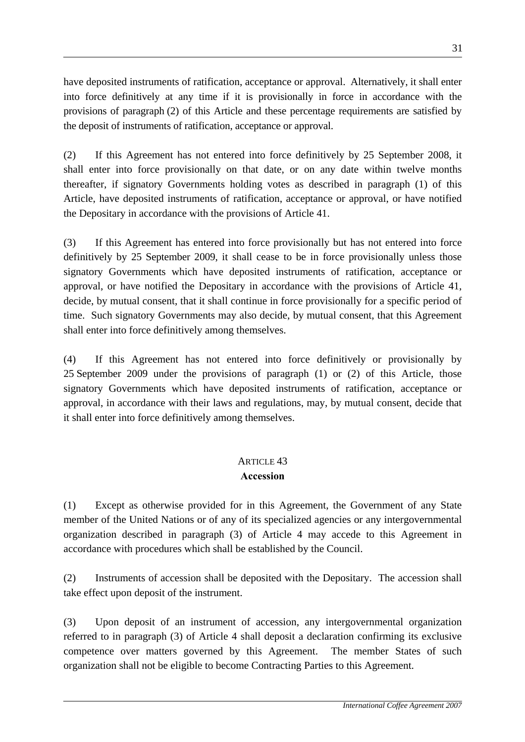have deposited instruments of ratification, acceptance or approval. Alternatively, it shall enter into force definitively at any time if it is provisionally in force in accordance with the provisions of paragraph (2) of this Article and these percentage requirements are satisfied by the deposit of instruments of ratification, acceptance or approval.

(2) If this Agreement has not entered into force definitively by 25 September 2008, it shall enter into force provisionally on that date, or on any date within twelve months thereafter, if signatory Governments holding votes as described in paragraph (1) of this Article, have deposited instruments of ratification, acceptance or approval, or have notified the Depositary in accordance with the provisions of Article 41.

(3) If this Agreement has entered into force provisionally but has not entered into force definitively by 25 September 2009, it shall cease to be in force provisionally unless those signatory Governments which have deposited instruments of ratification, acceptance or approval, or have notified the Depositary in accordance with the provisions of Article 41, decide, by mutual consent, that it shall continue in force provisionally for a specific period of time. Such signatory Governments may also decide, by mutual consent, that this Agreement shall enter into force definitively among themselves.

(4) If this Agreement has not entered into force definitively or provisionally by 25 September 2009 under the provisions of paragraph (1) or (2) of this Article, those signatory Governments which have deposited instruments of ratification, acceptance or approval, in accordance with their laws and regulations, may, by mutual consent, decide that it shall enter into force definitively among themselves.

## ARTICLE 43
## Accession

(1) Except as otherwise provided for in this Agreement, the Government of any State member of the United Nations or of any of its specialized agencies or any intergovernmental organization described in paragraph (3) of Article 4 may accede to this Agreement in accordance with procedures which shall be established by the Council.

(2) Instruments of accession shall be deposited with the Depositary. The accession shall take effect upon deposit of the instrument.

(3) Upon deposit of an instrument of accession, any intergovernmental organization referred to in paragraph (3) of Article 4 shall deposit a declaration confirming its exclusive competence over matters governed by this Agreement. The member States of such organization shall not be eligible to become Contracting Parties to this Agreement.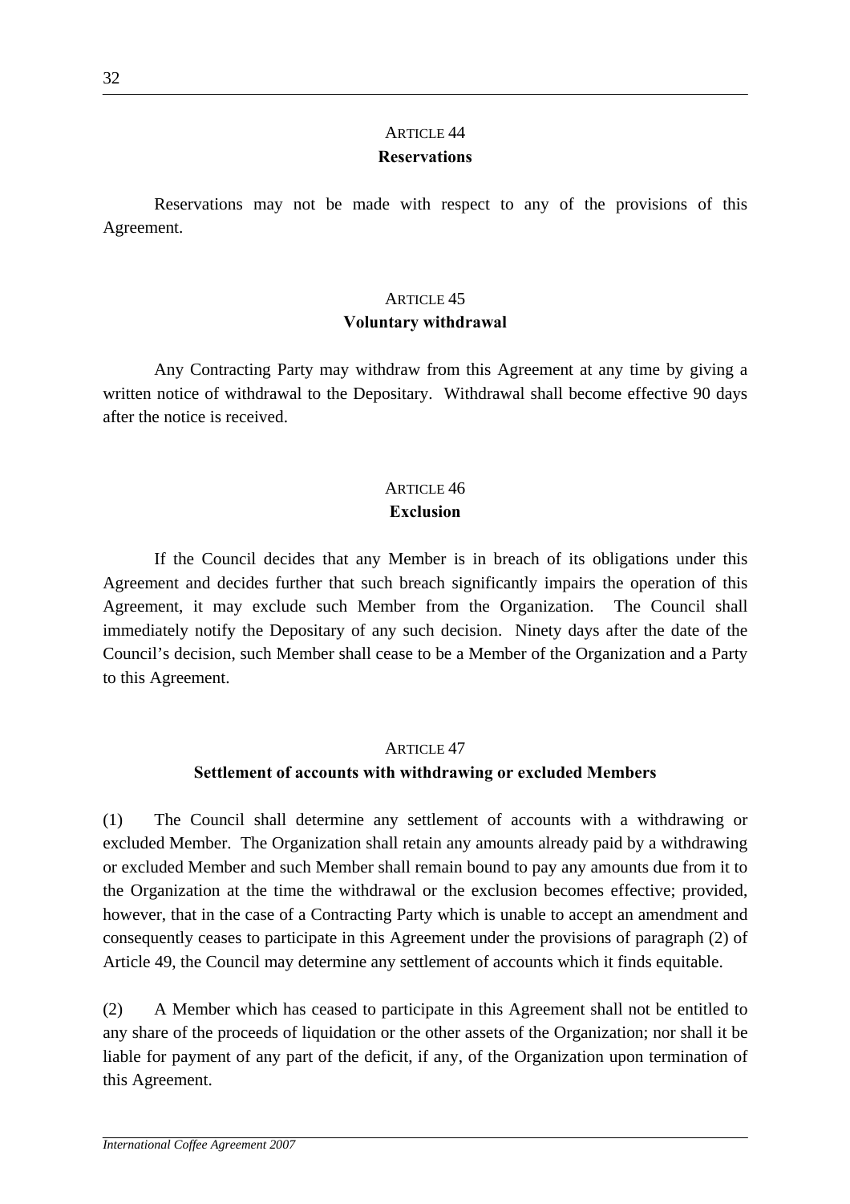## ARTICLE 44
### Reservations

Reservations may not be made with respect to any of the provisions of this Agreement.

## ARTICLE 45
### Voluntary withdrawal

Any Contracting Party may withdraw from this Agreement at any time by giving a written notice of withdrawal to the Depositary. Withdrawal shall become effective 90 days after the notice is received.

## ARTICLE 46
### Exclusion

If the Council decides that any Member is in breach of its obligations under this Agreement and decides further that such breach significantly impairs the operation of this Agreement, it may exclude such Member from the Organization. The Council shall immediately notify the Depositary of any such decision. Ninety days after the date of the Council's decision, such Member shall cease to be a Member of the Organization and a Party to this Agreement.

## ARTICLE 47
### Settlement of accounts with withdrawing or excluded Members

(1) The Council shall determine any settlement of accounts with a withdrawing or excluded Member. The Organization shall retain any amounts already paid by a withdrawing or excluded Member and such Member shall remain bound to pay any amounts due from it to the Organization at the time the withdrawal or the exclusion becomes effective; provided, however, that in the case of a Contracting Party which is unable to accept an amendment and consequently ceases to participate in this Agreement under the provisions of paragraph (2) of Article 49, the Council may determine any settlement of accounts which it finds equitable.

(2) A Member which has ceased to participate in this Agreement shall not be entitled to any share of the proceeds of liquidation or the other assets of the Organization; nor shall it be liable for payment of any part of the deficit, if any, of the Organization upon termination of this Agreement.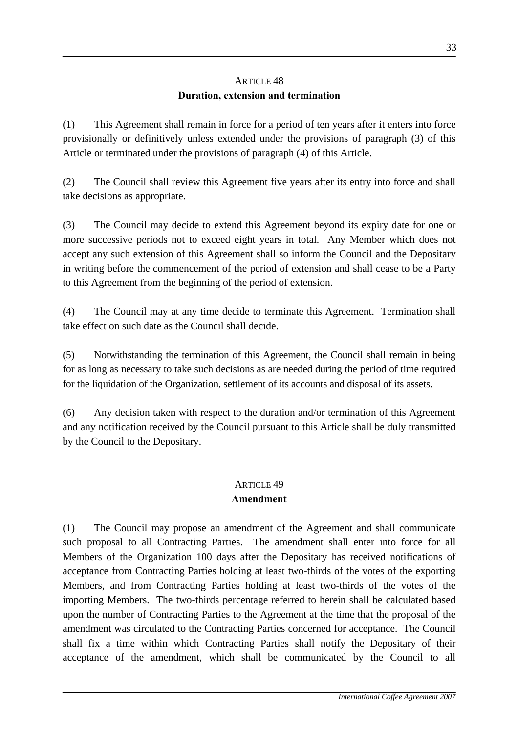## ARTICLE 48
### Duration, extension and termination

(1) This Agreement shall remain in force for a period of ten years after it enters into force provisionally or definitively unless extended under the provisions of paragraph (3) of this Article or terminated under the provisions of paragraph (4) of this Article.

(2) The Council shall review this Agreement five years after its entry into force and shall take decisions as appropriate.

(3) The Council may decide to extend this Agreement beyond its expiry date for one or more successive periods not to exceed eight years in total. Any Member which does not accept any such extension of this Agreement shall so inform the Council and the Depositary in writing before the commencement of the period of extension and shall cease to be a Party to this Agreement from the beginning of the period of extension.

(4) The Council may at any time decide to terminate this Agreement. Termination shall take effect on such date as the Council shall decide.

(5) Notwithstanding the termination of this Agreement, the Council shall remain in being for as long as necessary to take such decisions as are needed during the period of time required for the liquidation of the Organization, settlement of its accounts and disposal of its assets.

(6) Any decision taken with respect to the duration and/or termination of this Agreement and any notification received by the Council pursuant to this Article shall be duly transmitted by the Council to the Depositary.

## ARTICLE 49
### Amendment

(1) The Council may propose an amendment of the Agreement and shall communicate such proposal to all Contracting Parties. The amendment shall enter into force for all Members of the Organization 100 days after the Depositary has received notifications of acceptance from Contracting Parties holding at least two-thirds of the votes of the exporting Members, and from Contracting Parties holding at least two-thirds of the votes of the importing Members. The two-thirds percentage referred to herein shall be calculated based upon the number of Contracting Parties to the Agreement at the time that the proposal of the amendment was circulated to the Contracting Parties concerned for acceptance. The Council shall fix a time within which Contracting Parties shall notify the Depositary of their acceptance of the amendment, which shall be communicated by the Council to all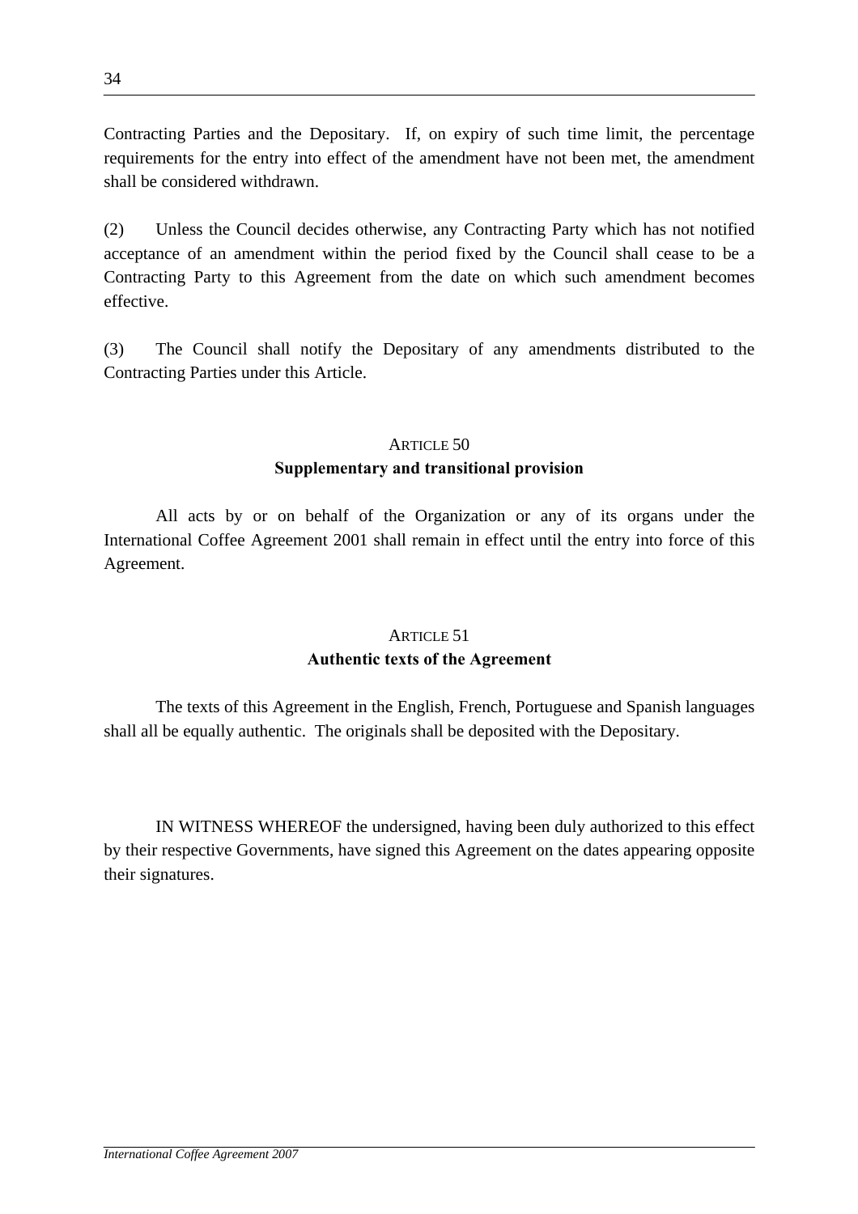Contracting Parties and the Depositary. If, on expiry of such time limit, the percentage requirements for the entry into effect of the amendment have not been met, the amendment shall be considered withdrawn.

(2) Unless the Council decides otherwise, any Contracting Party which has not notified acceptance of an amendment within the period fixed by the Council shall cease to be a Contracting Party to this Agreement from the date on which such amendment becomes effective.

(3) The Council shall notify the Depositary of any amendments distributed to the Contracting Parties under this Article.

## ARTICLE 50
### Supplementary and transitional provision

All acts by or on behalf of the Organization or any of its organs under the International Coffee Agreement 2001 shall remain in effect until the entry into force of this Agreement.

## ARTICLE 51
### Authentic texts of the Agreement

The texts of this Agreement in the English, French, Portuguese and Spanish languages shall all be equally authentic. The originals shall be deposited with the Depositary.

IN WITNESS WHEREOF the undersigned, having been duly authorized to this effect by their respective Governments, have signed this Agreement on the dates appearing opposite their signatures.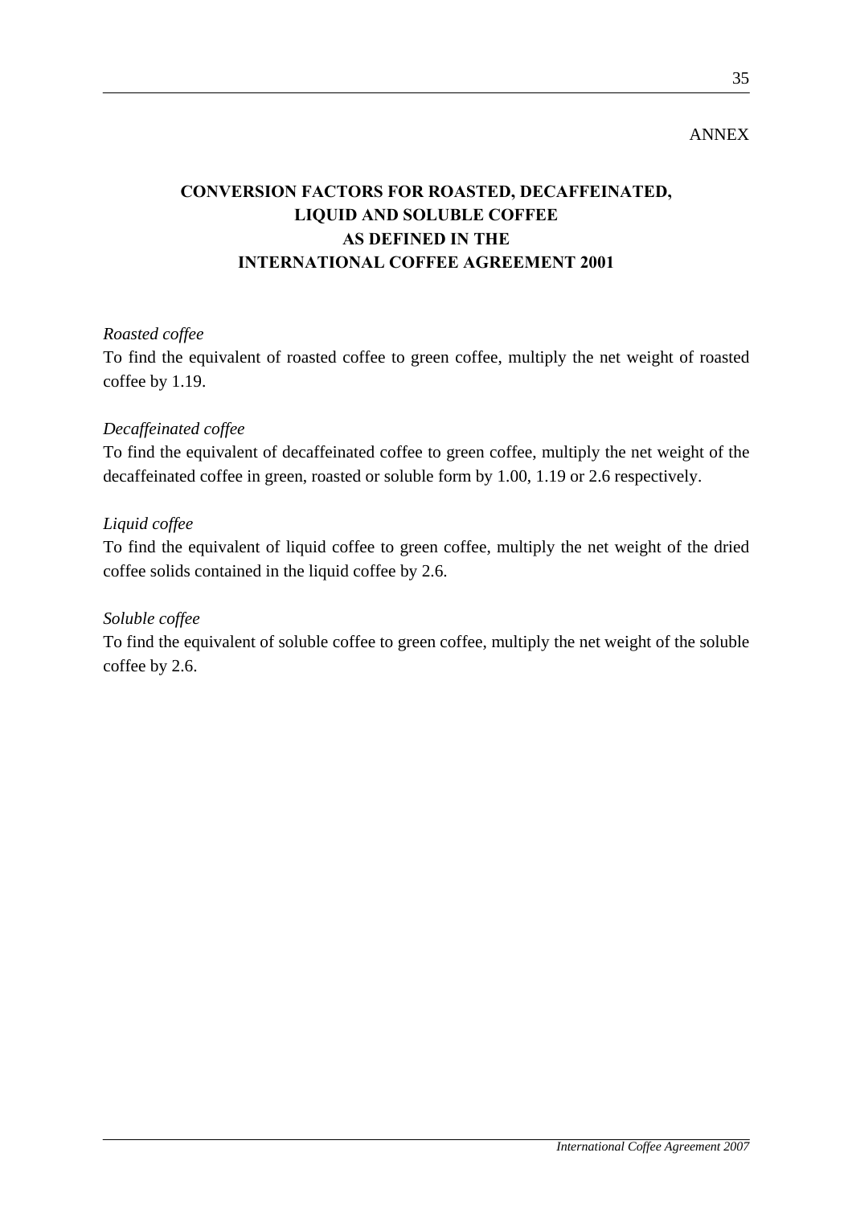ANNEX

# CONVERSION FACTORS FOR ROASTED, DECAFFEINATED, LIQUID AND SOLUBLE COFFEE AS DEFINED IN THE INTERNATIONAL COFFEE AGREEMENT 2001

*Roasted coffee*

To find the equivalent of roasted coffee to green coffee, multiply the net weight of roasted coffee by 1.19.

*Decaffeinated coffee*

To find the equivalent of decaffeinated coffee to green coffee, multiply the net weight of the decaffeinated coffee in green, roasted or soluble form by 1.00, 1.19 or 2.6 respectively.

*Liquid coffee*

To find the equivalent of liquid coffee to green coffee, multiply the net weight of the dried coffee solids contained in the liquid coffee by 2.6.

*Soluble coffee*

To find the equivalent of soluble coffee to green coffee, multiply the net weight of the soluble coffee by 2.6.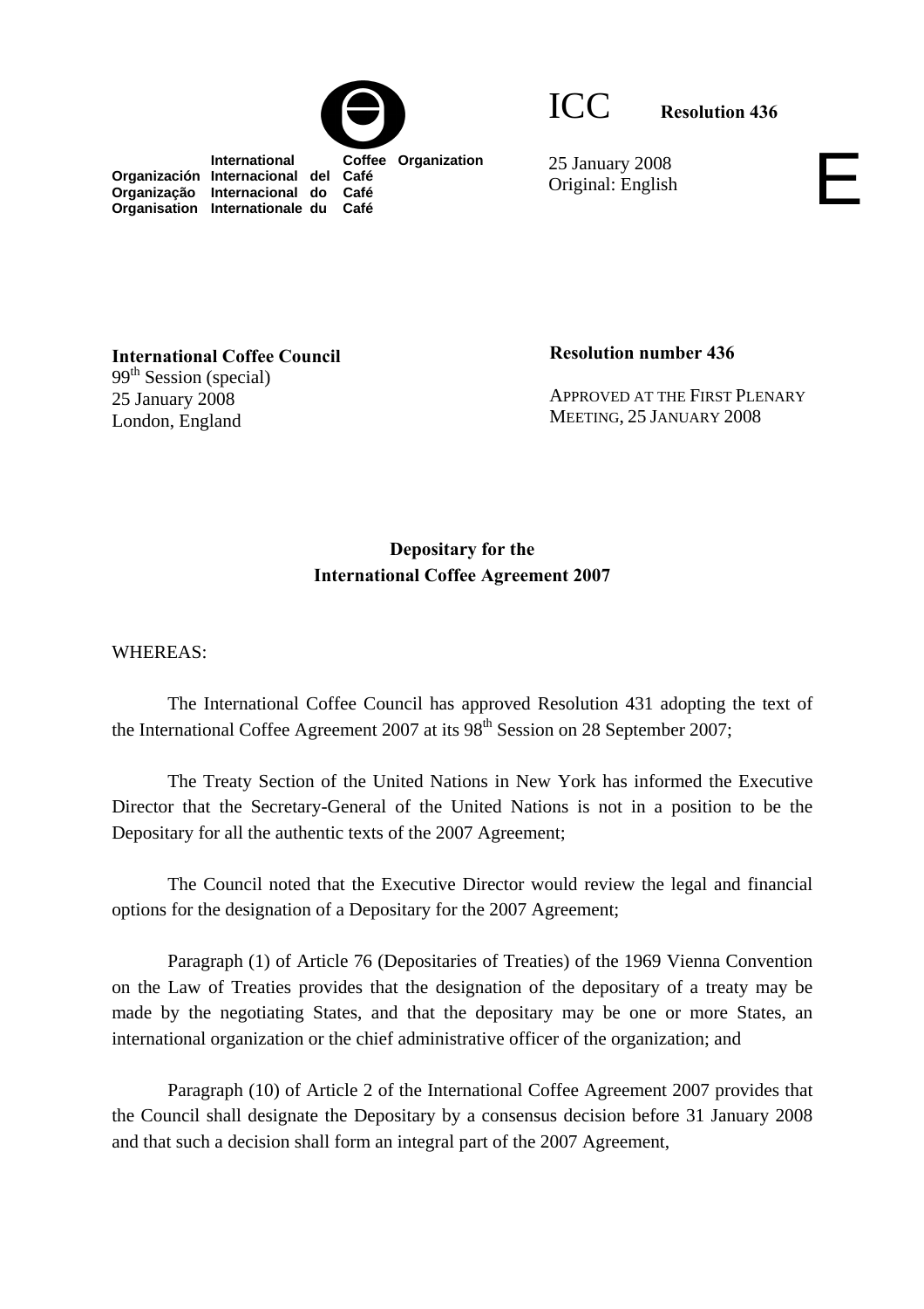International Coffee Organization
Organización Internacional del Café
Organização Internacional do Café
Organisation Internationale du Café

ICC **Resolution 436**

25 January 2008
Original: English

E

**International Coffee Council**
99th Session (special)
25 January 2008
London, England

**Resolution number 436**

APPROVED AT THE FIRST PLENARY MEETING, 25 JANUARY 2008

**Depositary for the International Coffee Agreement 2007**

WHEREAS:

The International Coffee Council has approved Resolution 431 adopting the text of the International Coffee Agreement 2007 at its 98th Session on 28 September 2007;

The Treaty Section of the United Nations in New York has informed the Executive Director that the Secretary-General of the United Nations is not in a position to be the Depositary for all the authentic texts of the 2007 Agreement;

The Council noted that the Executive Director would review the legal and financial options for the designation of a Depositary for the 2007 Agreement;

Paragraph (1) of Article 76 (Depositaries of Treaties) of the 1969 Vienna Convention on the Law of Treaties provides that the designation of the depositary of a treaty may be made by the negotiating States, and that the depositary may be one or more States, an international organization or the chief administrative officer of the organization; and

Paragraph (10) of Article 2 of the International Coffee Agreement 2007 provides that the Council shall designate the Depositary by a consensus decision before 31 January 2008 and that such a decision shall form an integral part of the 2007 Agreement,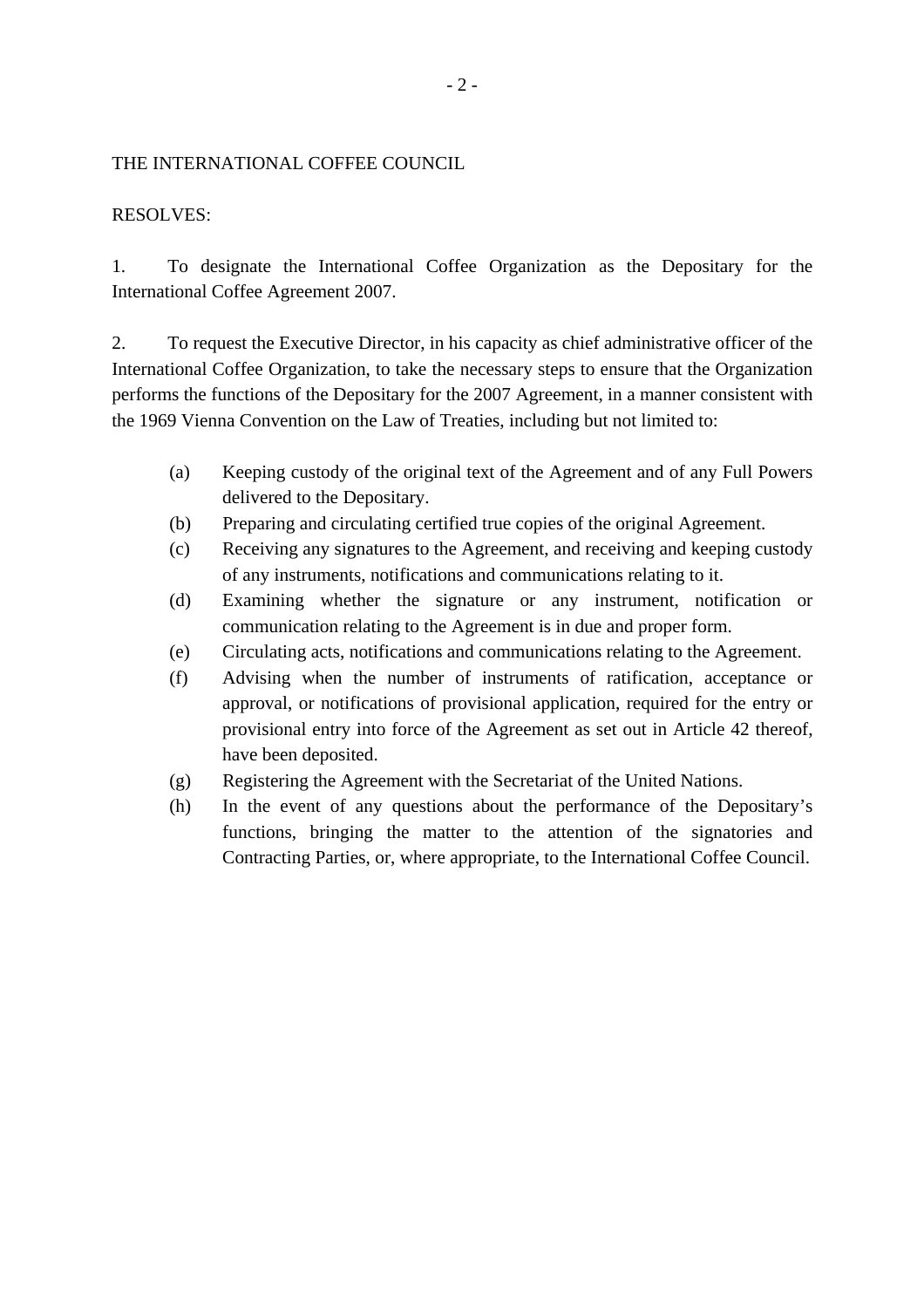THE INTERNATIONAL COFFEE COUNCIL

RESOLVES:

1. To designate the International Coffee Organization as the Depositary for the International Coffee Agreement 2007.

2. To request the Executive Director, in his capacity as chief administrative officer of the International Coffee Organization, to take the necessary steps to ensure that the Organization performs the functions of the Depositary for the 2007 Agreement, in a manner consistent with the 1969 Vienna Convention on the Law of Treaties, including but not limited to:

   (a) Keeping custody of the original text of the Agreement and of any Full Powers delivered to the Depositary.

   (b) Preparing and circulating certified true copies of the original Agreement.

   (c) Receiving any signatures to the Agreement, and receiving and keeping custody of any instruments, notifications and communications relating to it.

   (d) Examining whether the signature or any instrument, notification or communication relating to the Agreement is in due and proper form.

   (e) Circulating acts, notifications and communications relating to the Agreement.

   (f) Advising when the number of instruments of ratification, acceptance or approval, or notifications of provisional application, required for the entry or provisional entry into force of the Agreement as set out in Article 42 thereof, have been deposited.

   (g) Registering the Agreement with the Secretariat of the United Nations.

   (h) In the event of any questions about the performance of the Depositary's functions, bringing the matter to the attention of the signatories and Contracting Parties, or, where appropriate, to the International Coffee Council.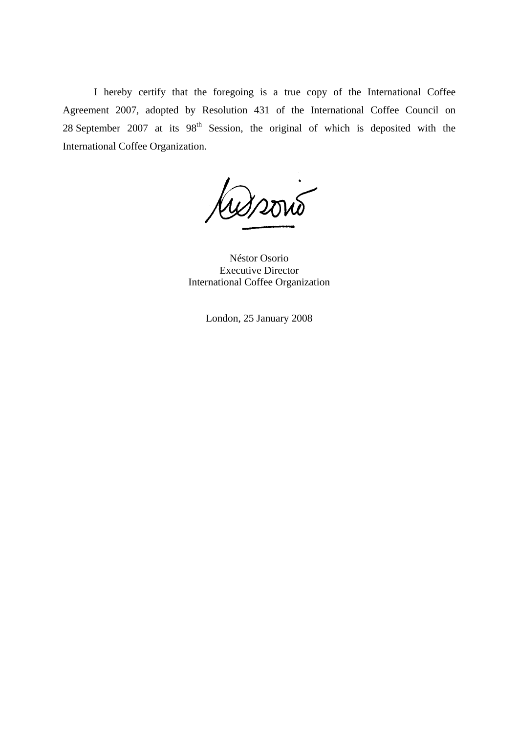I hereby certify that the foregoing is a true copy of the International Coffee Agreement 2007, adopted by Resolution 431 of the International Coffee Council on 28 September 2007 at its 98th Session, the original of which is deposited with the International Coffee Organization.

Néstor Osorio
Executive Director
International Coffee Organization

London, 25 January 2008